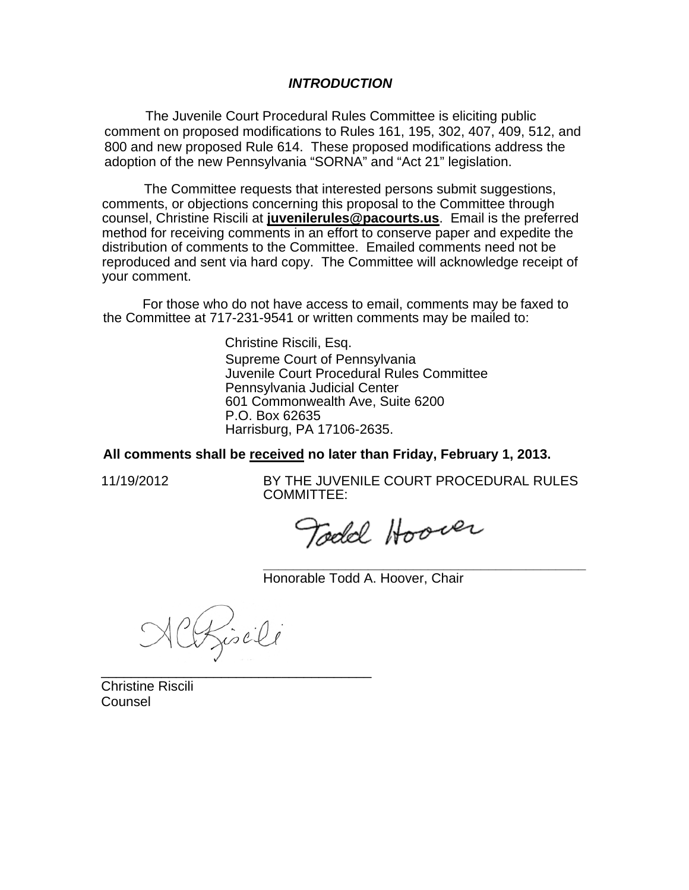## *INTRODUCTION*

The Juvenile Court Procedural Rules Committee is eliciting public comment on proposed modifications to Rules 161, 195, 302, 407, 409, 512, and 800 and new proposed Rule 614. These proposed modifications address the adoption of the new Pennsylvania "SORNA" and "Act 21" legislation.

The Committee requests that interested persons submit suggestions, comments, or objections concerning this proposal to the Committee through counsel, Christine Riscili at **juvenilerules@pacourts.us**. Email is the preferred method for receiving comments in an effort to conserve paper and expedite the distribution of comments to the Committee. Emailed comments need not be reproduced and sent via hard copy. The Committee will acknowledge receipt of your comment.

For those who do not have access to email, comments may be faxed to the Committee at 717-231-9541 or written comments may be mailed to:

Christine Riscili, Esq.
Supreme Court of Pennsylvania
Juvenile Court Procedural Rules Committee
Pennsylvania Judicial Center
601 Commonwealth Ave, Suite 6200
P.O. Box 62635
Harrisburg, PA 17106-2635.

**All comments shall be received no later than Friday, February 1, 2013.**

11/19/2012

BY THE JUVENILE COURT PROCEDURAL RULES COMMITTEE:

Todd Hoover

\_\_\_\_\_\_\_\_\_\_\_\_\_\_\_\_\_\_\_\_\_\_\_\_\_\_\_\_\_\_\_\_\_\_\_\_\_\_\_\_

Honorable Todd A. Hoover, Chair

ACRiscili

\_\_\_\_\_\_\_\_\_\_\_\_\_\_\_\_\_\_\_\_\_\_\_\_\_\_\_\_\_\_\_\_\_\_\_\_

Christine Riscili
Counsel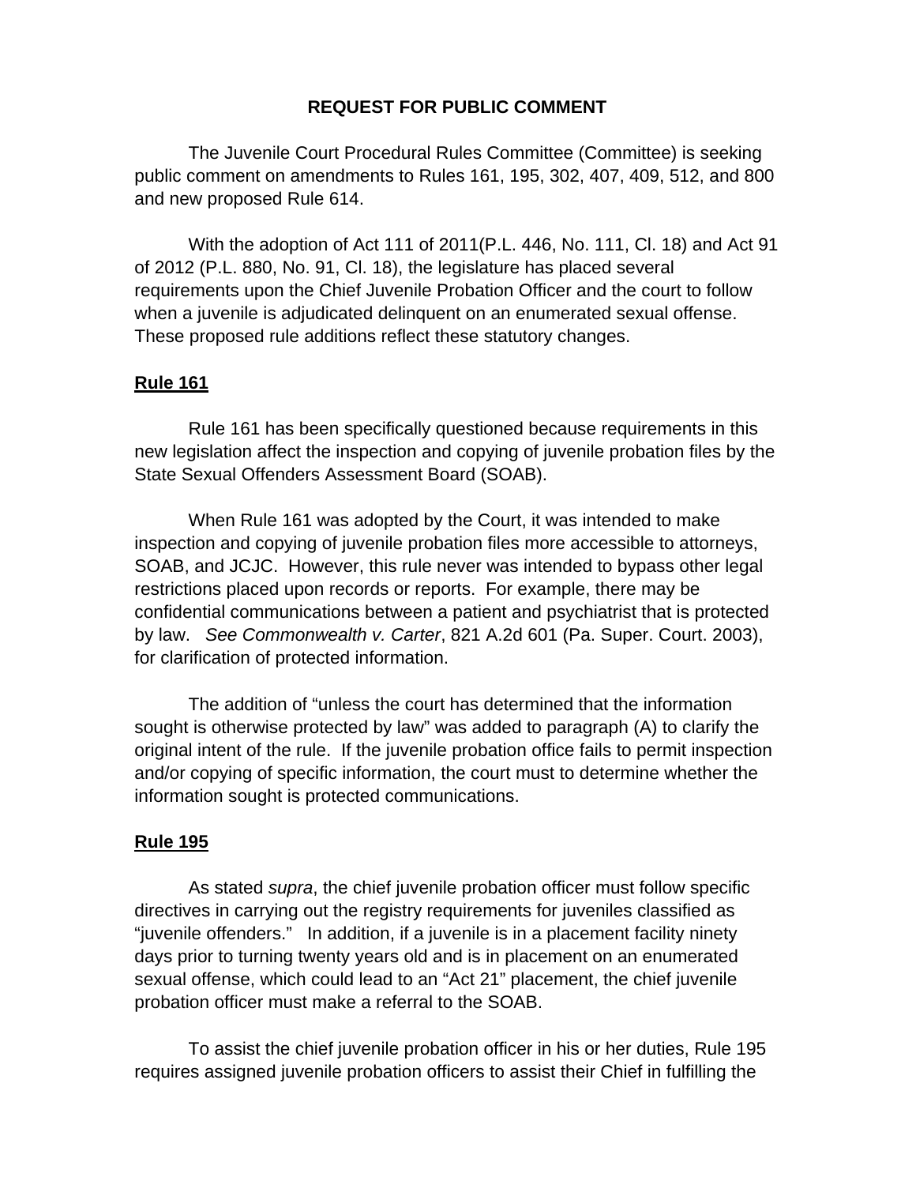## REQUEST FOR PUBLIC COMMENT

The Juvenile Court Procedural Rules Committee (Committee) is seeking public comment on amendments to Rules 161, 195, 302, 407, 409, 512, and 800 and new proposed Rule 614.

With the adoption of Act 111 of 2011(P.L. 446, No. 111, Cl. 18) and Act 91 of 2012 (P.L. 880, No. 91, Cl. 18), the legislature has placed several requirements upon the Chief Juvenile Probation Officer and the court to follow when a juvenile is adjudicated delinquent on an enumerated sexual offense. These proposed rule additions reflect these statutory changes.

### Rule 161

Rule 161 has been specifically questioned because requirements in this new legislation affect the inspection and copying of juvenile probation files by the State Sexual Offenders Assessment Board (SOAB).

When Rule 161 was adopted by the Court, it was intended to make inspection and copying of juvenile probation files more accessible to attorneys, SOAB, and JCJC. However, this rule never was intended to bypass other legal restrictions placed upon records or reports. For example, there may be confidential communications between a patient and psychiatrist that is protected by law. *See Commonwealth v. Carter*, 821 A.2d 601 (Pa. Super. Court. 2003), for clarification of protected information.

The addition of "unless the court has determined that the information sought is otherwise protected by law" was added to paragraph (A) to clarify the original intent of the rule. If the juvenile probation office fails to permit inspection and/or copying of specific information, the court must to determine whether the information sought is protected communications.

### Rule 195

As stated *supra*, the chief juvenile probation officer must follow specific directives in carrying out the registry requirements for juveniles classified as "juvenile offenders." In addition, if a juvenile is in a placement facility ninety days prior to turning twenty years old and is in placement on an enumerated sexual offense, which could lead to an "Act 21" placement, the chief juvenile probation officer must make a referral to the SOAB.

To assist the chief juvenile probation officer in his or her duties, Rule 195 requires assigned juvenile probation officers to assist their Chief in fulfilling the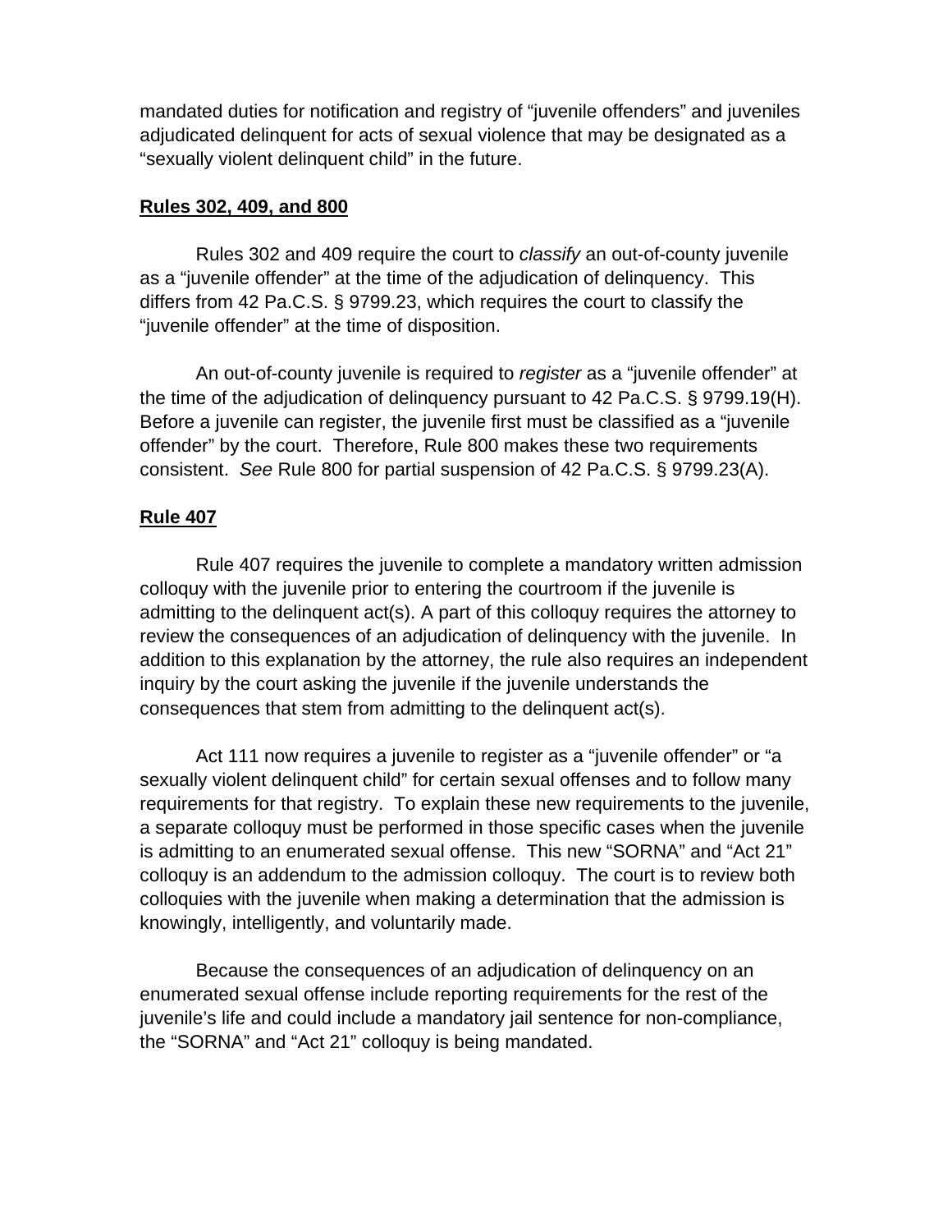mandated duties for notification and registry of "juvenile offenders" and juveniles adjudicated delinquent for acts of sexual violence that may be designated as a "sexually violent delinquent child" in the future.

**Rules 302, 409, and 800**

Rules 302 and 409 require the court to *classify* an out-of-county juvenile as a "juvenile offender" at the time of the adjudication of delinquency. This differs from 42 Pa.C.S. § 9799.23, which requires the court to classify the "juvenile offender" at the time of disposition.

An out-of-county juvenile is required to *register* as a "juvenile offender" at the time of the adjudication of delinquency pursuant to 42 Pa.C.S. § 9799.19(H). Before a juvenile can register, the juvenile first must be classified as a "juvenile offender" by the court. Therefore, Rule 800 makes these two requirements consistent. *See* Rule 800 for partial suspension of 42 Pa.C.S. § 9799.23(A).

**Rule 407**

Rule 407 requires the juvenile to complete a mandatory written admission colloquy with the juvenile prior to entering the courtroom if the juvenile is admitting to the delinquent act(s). A part of this colloquy requires the attorney to review the consequences of an adjudication of delinquency with the juvenile. In addition to this explanation by the attorney, the rule also requires an independent inquiry by the court asking the juvenile if the juvenile understands the consequences that stem from admitting to the delinquent act(s).

Act 111 now requires a juvenile to register as a "juvenile offender" or "a sexually violent delinquent child" for certain sexual offenses and to follow many requirements for that registry. To explain these new requirements to the juvenile, a separate colloquy must be performed in those specific cases when the juvenile is admitting to an enumerated sexual offense. This new "SORNA" and "Act 21" colloquy is an addendum to the admission colloquy. The court is to review both colloquies with the juvenile when making a determination that the admission is knowingly, intelligently, and voluntarily made.

Because the consequences of an adjudication of delinquency on an enumerated sexual offense include reporting requirements for the rest of the juvenile's life and could include a mandatory jail sentence for non-compliance, the "SORNA" and "Act 21" colloquy is being mandated.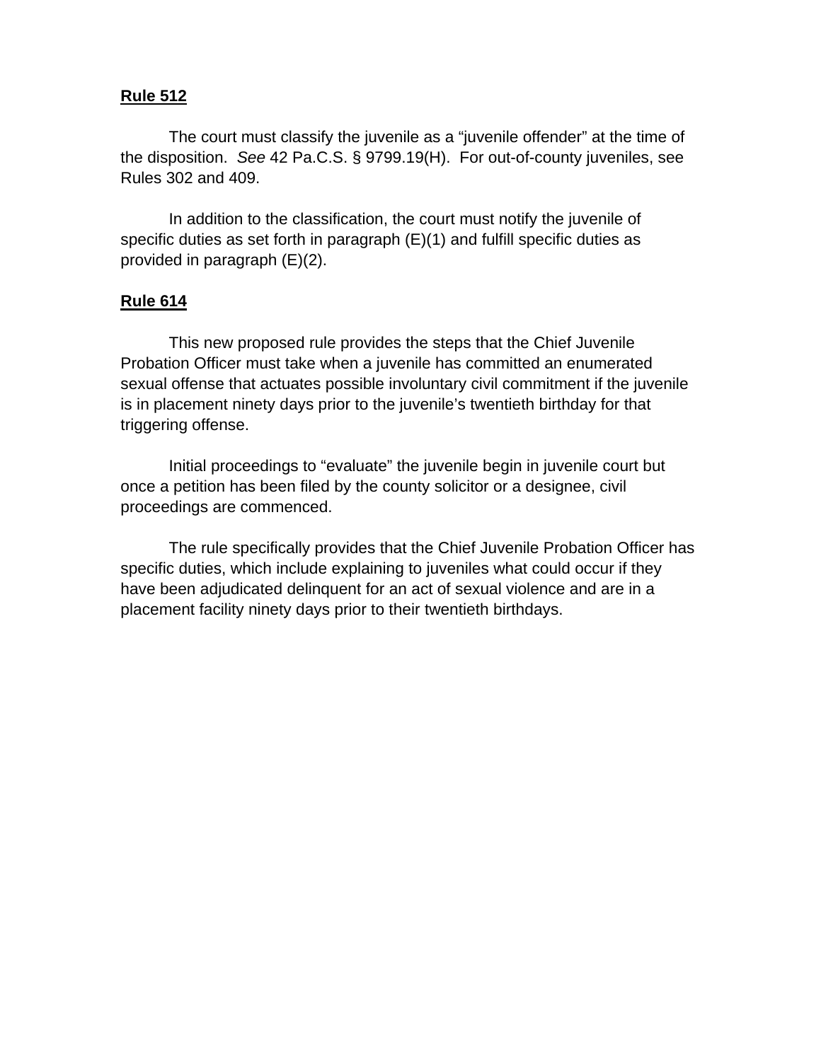**Rule 512**

The court must classify the juvenile as a “juvenile offender” at the time of the disposition. *See* 42 Pa.C.S. § 9799.19(H). For out-of-county juveniles, see Rules 302 and 409.

In addition to the classification, the court must notify the juvenile of specific duties as set forth in paragraph (E)(1) and fulfill specific duties as provided in paragraph (E)(2).

**Rule 614**

This new proposed rule provides the steps that the Chief Juvenile Probation Officer must take when a juvenile has committed an enumerated sexual offense that actuates possible involuntary civil commitment if the juvenile is in placement ninety days prior to the juvenile’s twentieth birthday for that triggering offense.

Initial proceedings to “evaluate” the juvenile begin in juvenile court but once a petition has been filed by the county solicitor or a designee, civil proceedings are commenced.

The rule specifically provides that the Chief Juvenile Probation Officer has specific duties, which include explaining to juveniles what could occur if they have been adjudicated delinquent for an act of sexual violence and are in a placement facility ninety days prior to their twentieth birthdays.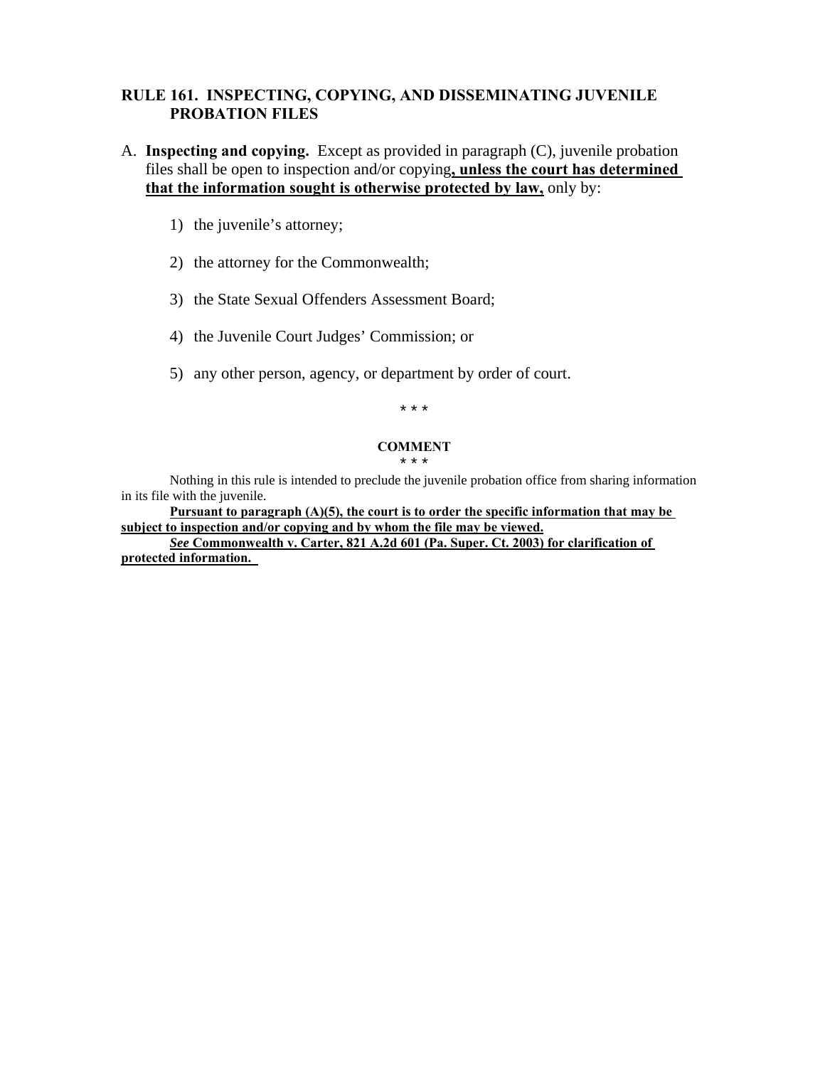## RULE 161. INSPECTING, COPYING, AND DISSEMINATING JUVENILE PROBATION FILES

A. **Inspecting and copying.** Except as provided in paragraph (C), juvenile probation files shall be open to inspection and/or copying<u>**, unless the court has determined that the information sought is otherwise protected by law,**</u> only by:

1) the juvenile's attorney;

2) the attorney for the Commonwealth;

3) the State Sexual Offenders Assessment Board;

4) the Juvenile Court Judges' Commission; or

5) any other person, agency, or department by order of court.

\* \* \*

**COMMENT**

\* \* \*

Nothing in this rule is intended to preclude the juvenile probation office from sharing information in its file with the juvenile.

<u>**Pursuant to paragraph (A)(5), the court is to order the specific information that may be subject to inspection and/or copying and by whom the file may be viewed.**</u>

<u>***See* Commonwealth v. Carter, 821 A.2d 601 (Pa. Super. Ct. 2003) for clarification of protected information.**</u>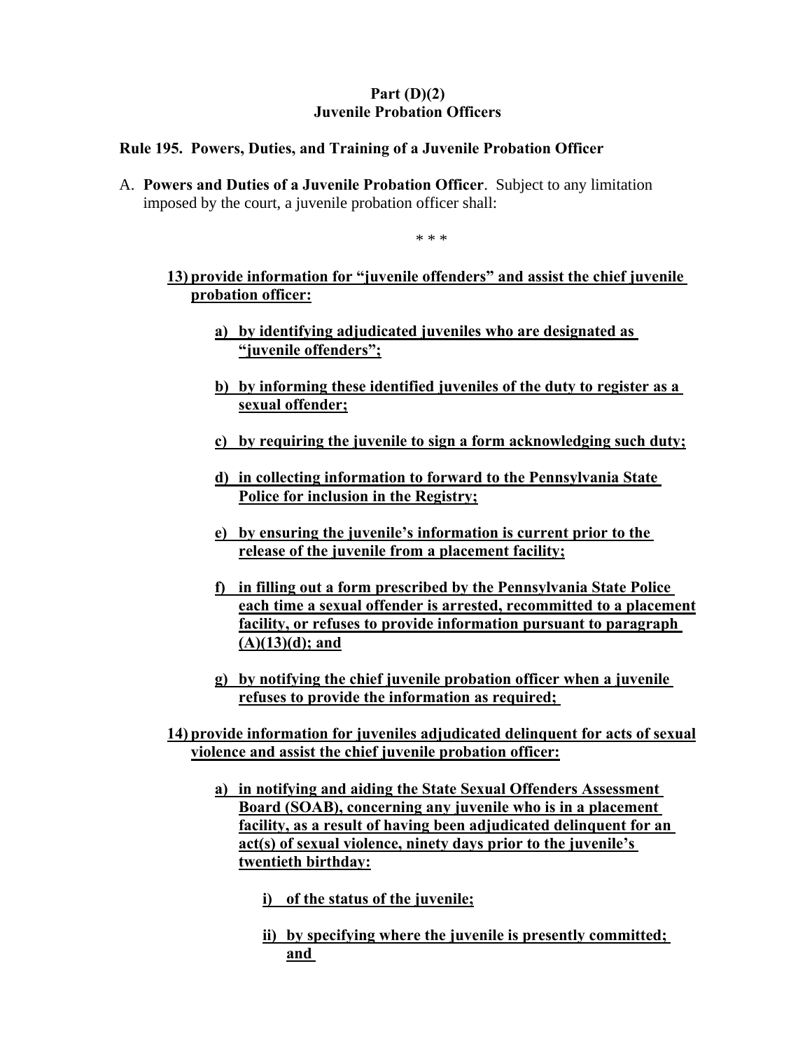**Part (D)(2)**
**Juvenile Probation Officers**

**Rule 195. Powers, Duties, and Training of a Juvenile Probation Officer**

A. **Powers and Duties of a Juvenile Probation Officer**. Subject to any limitation imposed by the court, a juvenile probation officer shall:

\* \* \*

<u>**13) provide information for "juvenile offenders" and assist the chief juvenile probation officer:**</u>

<u>**a) by identifying adjudicated juveniles who are designated as "juvenile offenders";**</u>

<u>**b) by informing these identified juveniles of the duty to register as a sexual offender;**</u>

<u>**c) by requiring the juvenile to sign a form acknowledging such duty;**</u>

<u>**d) in collecting information to forward to the Pennsylvania State Police for inclusion in the Registry;**</u>

<u>**e) by ensuring the juvenile's information is current prior to the release of the juvenile from a placement facility;**</u>

<u>**f) in filling out a form prescribed by the Pennsylvania State Police each time a sexual offender is arrested, recommitted to a placement facility, or refuses to provide information pursuant to paragraph (A)(13)(d); and**</u>

<u>**g) by notifying the chief juvenile probation officer when a juvenile refuses to provide the information as required;**</u>

<u>**14) provide information for juveniles adjudicated delinquent for acts of sexual violence and assist the chief juvenile probation officer:**</u>

<u>**a) in notifying and aiding the State Sexual Offenders Assessment Board (SOAB), concerning any juvenile who is in a placement facility, as a result of having been adjudicated delinquent for an act(s) of sexual violence, ninety days prior to the juvenile's twentieth birthday:**</u>

<u>**i) of the status of the juvenile;**</u>

<u>**ii) by specifying where the juvenile is presently committed; and**</u>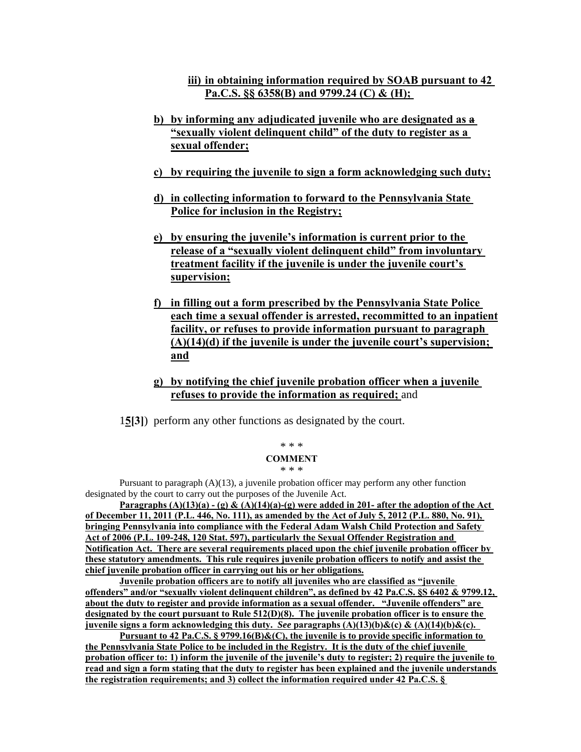iii) **in obtaining information required by SOAB pursuant to 42 Pa.C.S. §§ 6358(B) and 9799.24 (C) & (H);**

b) **by informing any adjudicated juvenile who are designated as ~~a~~ "sexually violent delinquent child" of the duty to register as a sexual offender;**

c) **by requiring the juvenile to sign a form acknowledging such duty;**

d) **in collecting information to forward to the Pennsylvania State Police for inclusion in the Registry;**

e) **by ensuring the juvenile's information is current prior to the release of a "sexually violent delinquent child" from involuntary treatment facility if the juvenile is under the juvenile court's supervision;**

f) **in filling out a form prescribed by the Pennsylvania State Police each time a sexual offender is arrested, recommitted to an inpatient facility, or refuses to provide information pursuant to paragraph (A)(14)(d) if the juvenile is under the juvenile court's supervision; and**

g) **by notifying the chief juvenile probation officer when a juvenile refuses to provide the information as required;** and

1**5**[**3**]) perform any other functions as designated by the court.

\* \* \*

**COMMENT**

\* \* \*

Pursuant to paragraph (A)(13), a juvenile probation officer may perform any other function designated by the court to carry out the purposes of the Juvenile Act.

**Paragraphs (A)(13)(a) - (g) & (A)(14)(a)-(g) were added in 201- after the adoption of the Act of December 11, 2011 (P.L. 446, No. 111), as amended by the Act of July 5, 2012 (P.L. 880, No. 91), bringing Pennsylvania into compliance with the Federal Adam Walsh Child Protection and Safety Act of 2006 (P.L. 109-248, 120 Stat. 597), particularly the Sexual Offender Registration and Notification Act. There are several requirements placed upon the chief juvenile probation officer by these statutory amendments. This rule requires juvenile probation officers to notify and assist the chief juvenile probation officer in carrying out his or her obligations.**

**Juvenile probation officers are to notify all juveniles who are classified as "juvenile offenders" and/or "sexually violent delinquent children", as defined by 42 Pa.C.S. §S 6402 & 9799.12, about the duty to register and provide information as a sexual offender. "Juvenile offenders" are designated by the court pursuant to Rule 512(D)(8). The juvenile probation officer is to ensure the juvenile signs a form acknowledging this duty. *See* paragraphs (A)(13)(b)&(c) & (A)(14)(b)&(c).**

**Pursuant to 42 Pa.C.S. § 9799.16(B)&(C), the juvenile is to provide specific information to the Pennsylvania State Police to be included in the Registry. It is the duty of the chief juvenile probation officer to: 1) inform the juvenile of the juvenile's duty to register; 2) require the juvenile to read and sign a form stating that the duty to register has been explained and the juvenile understands the registration requirements; and 3) collect the information required under 42 Pa.C.S. §**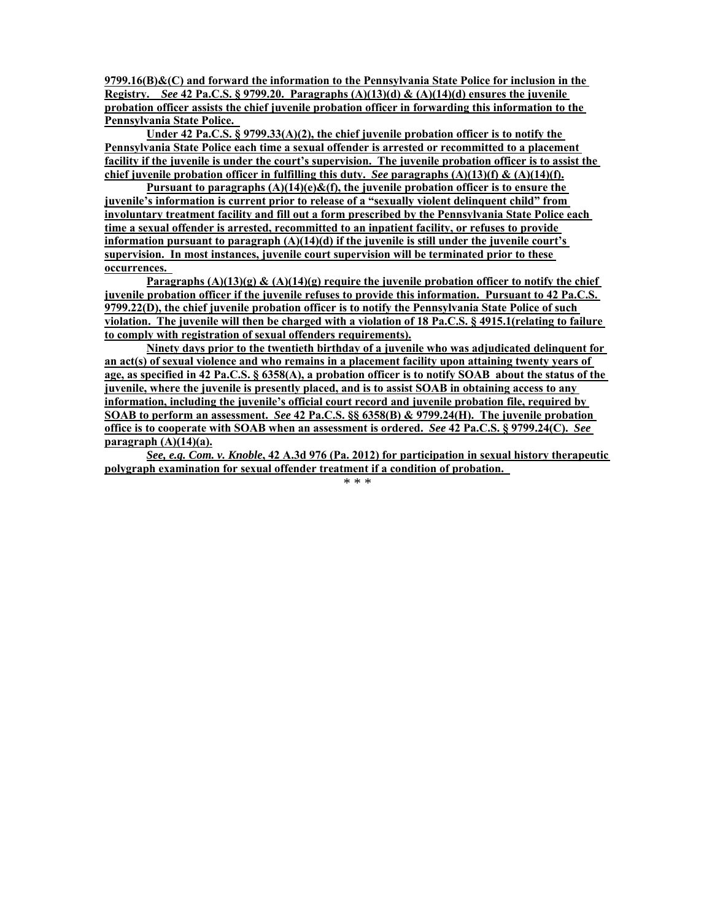**9799.16(B)&(C) and forward the information to the Pennsylvania State Police for inclusion in the Registry. *See* 42 Pa.C.S. § 9799.20. Paragraphs (A)(13)(d) & (A)(14)(d) ensures the juvenile probation officer assists the chief juvenile probation officer in forwarding this information to the Pennsylvania State Police.**

**Under 42 Pa.C.S. § 9799.33(A)(2), the chief juvenile probation officer is to notify the Pennsylvania State Police each time a sexual offender is arrested or recommitted to a placement facility if the juvenile is under the court's supervision. The juvenile probation officer is to assist the chief juvenile probation officer in fulfilling this duty. *See* paragraphs (A)(13)(f) & (A)(14)(f).**

**Pursuant to paragraphs (A)(14)(e)&(f), the juvenile probation officer is to ensure the juvenile's information is current prior to release of a "sexually violent delinquent child" from involuntary treatment facility and fill out a form prescribed by the Pennsylvania State Police each time a sexual offender is arrested, recommitted to an inpatient facility, or refuses to provide information pursuant to paragraph (A)(14)(d) if the juvenile is still under the juvenile court's supervision. In most instances, juvenile court supervision will be terminated prior to these occurrences.**

**Paragraphs (A)(13)(g) & (A)(14)(g) require the juvenile probation officer to notify the chief juvenile probation officer if the juvenile refuses to provide this information. Pursuant to 42 Pa.C.S. 9799.22(D), the chief juvenile probation officer is to notify the Pennsylvania State Police of such violation. The juvenile will then be charged with a violation of 18 Pa.C.S. § 4915.1(relating to failure to comply with registration of sexual offenders requirements).**

**Ninety days prior to the twentieth birthday of a juvenile who was adjudicated delinquent for an act(s) of sexual violence and who remains in a placement facility upon attaining twenty years of age, as specified in 42 Pa.C.S. § 6358(A), a probation officer is to notify SOAB about the status of the juvenile, where the juvenile is presently placed, and is to assist SOAB in obtaining access to any information, including the juvenile's official court record and juvenile probation file, required by SOAB to perform an assessment. *See* 42 Pa.C.S. §§ 6358(B) & 9799.24(H). The juvenile probation office is to cooperate with SOAB when an assessment is ordered. *See* 42 Pa.C.S. § 9799.24(C). *See* paragraph (A)(14)(a).**

***See, e.g. Com. v. Knoble*, 42 A.3d 976 (Pa. 2012) for participation in sexual history therapeutic polygraph examination for sexual offender treatment if a condition of probation.**

* * *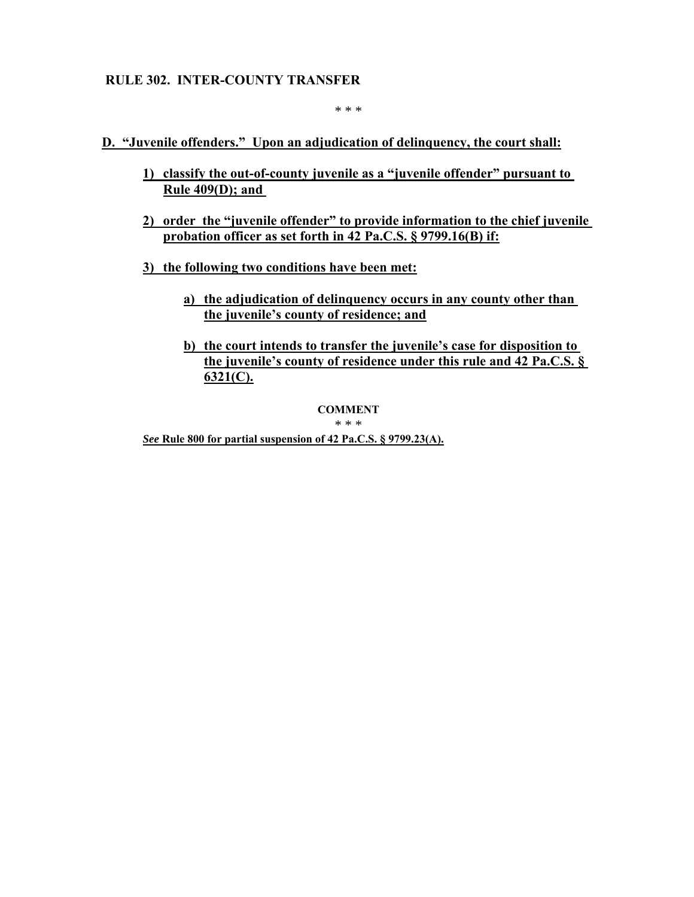**RULE 302. INTER-COUNTY TRANSFER**

\* \* \*

**D. "Juvenile offenders." Upon an adjudication of delinquency, the court shall:**

> **1) classify the out-of-county juvenile as a "juvenile offender" pursuant to Rule 409(D); and**
>
> **2) order the "juvenile offender" to provide information to the chief juvenile probation officer as set forth in 42 Pa.C.S. § 9799.16(B) if:**
>
> **3) the following two conditions have been met:**
>
> > **a) the adjudication of delinquency occurs in any county other than the juvenile's county of residence; and**
> >
> > **b) the court intends to transfer the juvenile's case for disposition to the juvenile's county of residence under this rule and 42 Pa.C.S. § 6321(C).**

**COMMENT**

\* \* \*

***See* Rule 800 for partial suspension of 42 Pa.C.S. § 9799.23(A).**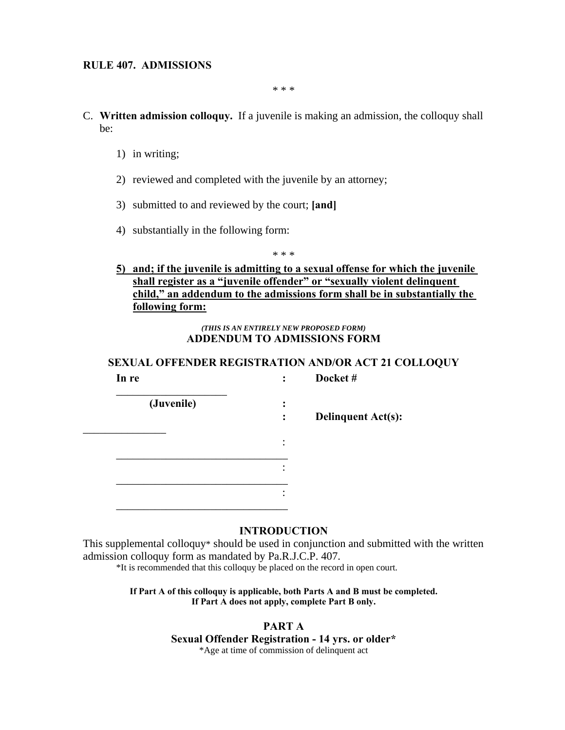**RULE 407. ADMISSIONS**

\* \* \*

C. **Written admission colloquy.** If a juvenile is making an admission, the colloquy shall be:

1) in writing;

2) reviewed and completed with the juvenile by an attorney;

3) submitted to and reviewed by the court; **[and]**

4) substantially in the following form:

\* \* \*

**5) <u>and; if the juvenile is admitting to a sexual offense for which the juvenile shall register as a "juvenile offender" or "sexually violent delinquent child," an addendum to the admissions form shall be in substantially the following form:</u>**

***(THIS IS AN ENTIRELY NEW PROPOSED FORM)***

**ADDENDUM TO ADMISSIONS FORM**

**SEXUAL OFFENDER REGISTRATION AND/OR ACT 21 COLLOQUY**

| | | |
|---|---|---|
| **In re** | : | **Docket #** |
| ____________________ | | |
| **(Juvenile)** | : | |
| | : | **Delinquent Act(s):** |
| _______________ | | |
| | : | |
| _______________________________ | | |
| | : | |
| _______________________________ | | |
| | : | |
| _______________________________ | | |

**INTRODUCTION**

This supplemental colloquy\* should be used in conjunction and submitted with the written admission colloquy form as mandated by Pa.R.J.C.P. 407.

\*It is recommended that this colloquy be placed on the record in open court.

**If Part A of this colloquy is applicable, both Parts A and B must be completed.**
**If Part A does not apply, complete Part B only.**

**PART A**

**Sexual Offender Registration - 14 yrs. or older\***

\*Age at time of commission of delinquent act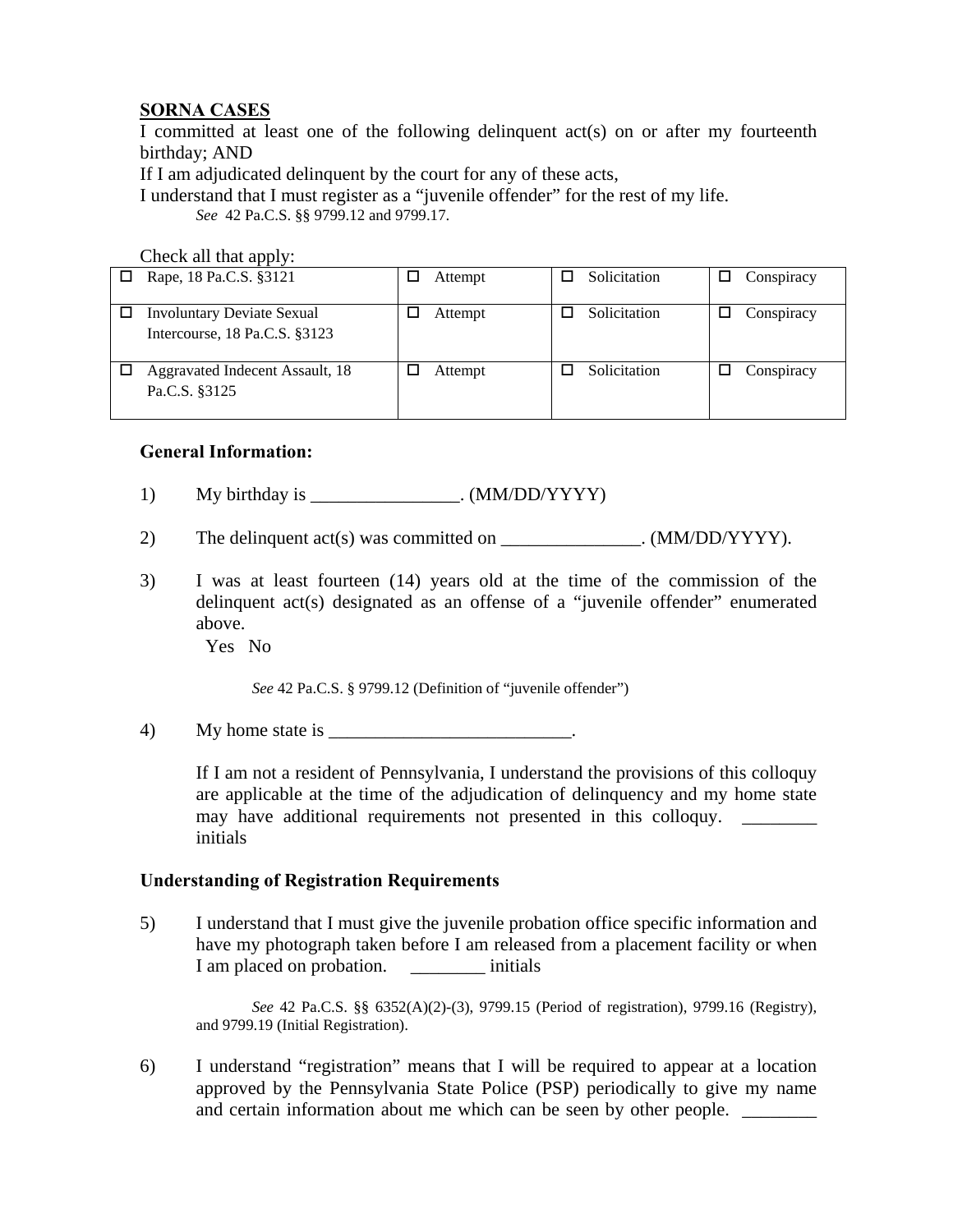**SORNA CASES**

I committed at least one of the following delinquent act(s) on or after my fourteenth birthday; AND

If I am adjudicated delinquent by the court for any of these acts,

I understand that I must register as a "juvenile offender" for the rest of my life.

*See* 42 Pa.C.S. §§ 9799.12 and 9799.17.

Check all that apply:

| | | | |
|---|---|---|---|
| ☐ Rape, 18 Pa.C.S. §3121 | ☐ Attempt | ☐ Solicitation | ☐ Conspiracy |
| ☐ Involuntary Deviate Sexual Intercourse, 18 Pa.C.S. §3123 | ☐ Attempt | ☐ Solicitation | ☐ Conspiracy |
| ☐ Aggravated Indecent Assault, 18 Pa.C.S. §3125 | ☐ Attempt | ☐ Solicitation | ☐ Conspiracy |

**General Information:**

1) My birthday is ________________. (MM/DD/YYYY)

2) The delinquent act(s) was committed on _______________. (MM/DD/YYYY).

3) I was at least fourteen (14) years old at the time of the commission of the delinquent act(s) designated as an offense of a "juvenile offender" enumerated above.
Yes No

*See* 42 Pa.C.S. § 9799.12 (Definition of "juvenile offender")

4) My home state is __________________________.

If I am not a resident of Pennsylvania, I understand the provisions of this colloquy are applicable at the time of the adjudication of delinquency and my home state may have additional requirements not presented in this colloquy. ________ initials

**Understanding of Registration Requirements**

5) I understand that I must give the juvenile probation office specific information and have my photograph taken before I am released from a placement facility or when I am placed on probation. ________ initials

*See* 42 Pa.C.S. §§ 6352(A)(2)-(3), 9799.15 (Period of registration), 9799.16 (Registry), and 9799.19 (Initial Registration).

6) I understand "registration" means that I will be required to appear at a location approved by the Pennsylvania State Police (PSP) periodically to give my name and certain information about me which can be seen by other people. ________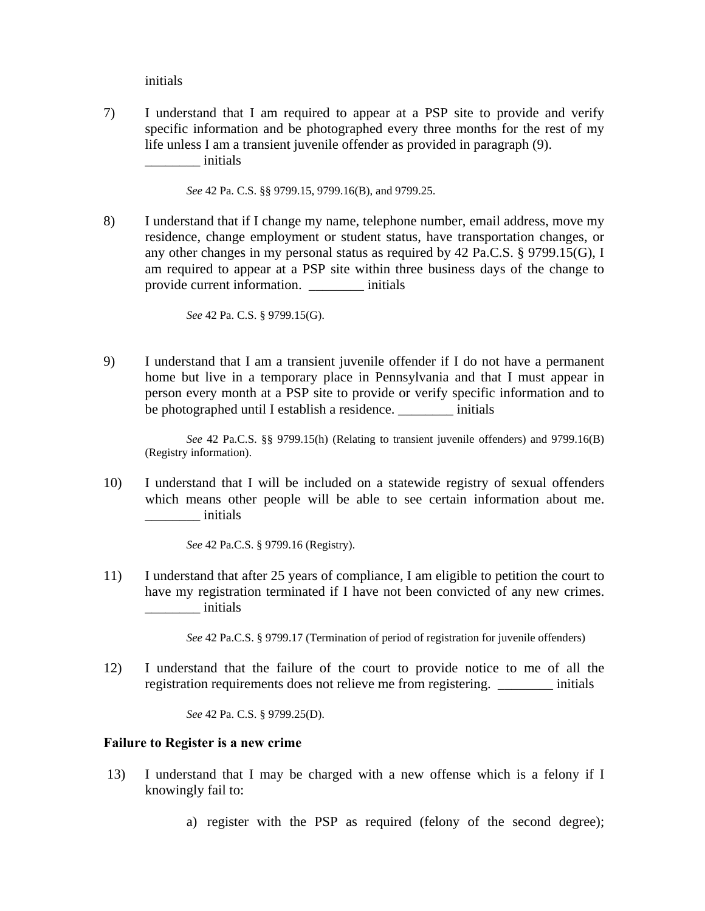initials

7) I understand that I am required to appear at a PSP site to provide and verify specific information and be photographed every three months for the rest of my life unless I am a transient juvenile offender as provided in paragraph (9). ________ initials

> *See* 42 Pa. C.S. §§ 9799.15, 9799.16(B), and 9799.25.

8) I understand that if I change my name, telephone number, email address, move my residence, change employment or student status, have transportation changes, or any other changes in my personal status as required by 42 Pa.C.S. § 9799.15(G), I am required to appear at a PSP site within three business days of the change to provide current information. ________ initials

> *See* 42 Pa. C.S. § 9799.15(G).

9) I understand that I am a transient juvenile offender if I do not have a permanent home but live in a temporary place in Pennsylvania and that I must appear in person every month at a PSP site to provide or verify specific information and to be photographed until I establish a residence. ________ initials

> *See* 42 Pa.C.S. §§ 9799.15(h) (Relating to transient juvenile offenders) and 9799.16(B) (Registry information).

10) I understand that I will be included on a statewide registry of sexual offenders which means other people will be able to see certain information about me. ________ initials

> *See* 42 Pa.C.S. § 9799.16 (Registry).

11) I understand that after 25 years of compliance, I am eligible to petition the court to have my registration terminated if I have not been convicted of any new crimes. ________ initials

> *See* 42 Pa.C.S. § 9799.17 (Termination of period of registration for juvenile offenders)

12) I understand that the failure of the court to provide notice to me of all the registration requirements does not relieve me from registering. ________ initials

> *See* 42 Pa. C.S. § 9799.25(D).

**Failure to Register is a new crime**

13) I understand that I may be charged with a new offense which is a felony if I knowingly fail to:

    a) register with the PSP as required (felony of the second degree);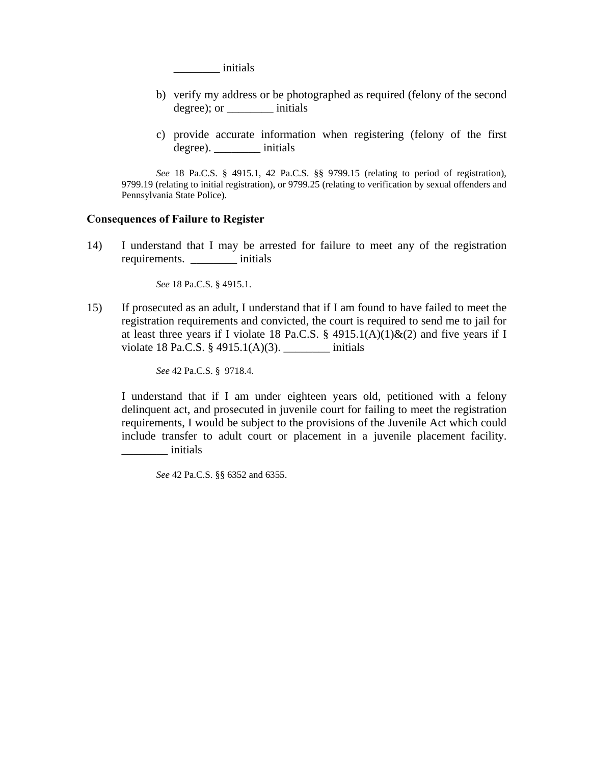________ initials

b) verify my address or be photographed as required (felony of the second degree); or ________ initials

c) provide accurate information when registering (felony of the first degree). ________ initials

*See* 18 Pa.C.S. § 4915.1, 42 Pa.C.S. §§ 9799.15 (relating to period of registration), 9799.19 (relating to initial registration), or 9799.25 (relating to verification by sexual offenders and Pennsylvania State Police).

**Consequences of Failure to Register**

14) I understand that I may be arrested for failure to meet any of the registration requirements. ________ initials

*See* 18 Pa.C.S. § 4915.1.

15) If prosecuted as an adult, I understand that if I am found to have failed to meet the registration requirements and convicted, the court is required to send me to jail for at least three years if I violate 18 Pa.C.S. § 4915.1(A)(1)&(2) and five years if I violate 18 Pa.C.S. § 4915.1(A)(3). ________ initials

*See* 42 Pa.C.S. § 9718.4.

I understand that if I am under eighteen years old, petitioned with a felony delinquent act, and prosecuted in juvenile court for failing to meet the registration requirements, I would be subject to the provisions of the Juvenile Act which could include transfer to adult court or placement in a juvenile placement facility. ________ initials

*See* 42 Pa.C.S. §§ 6352 and 6355.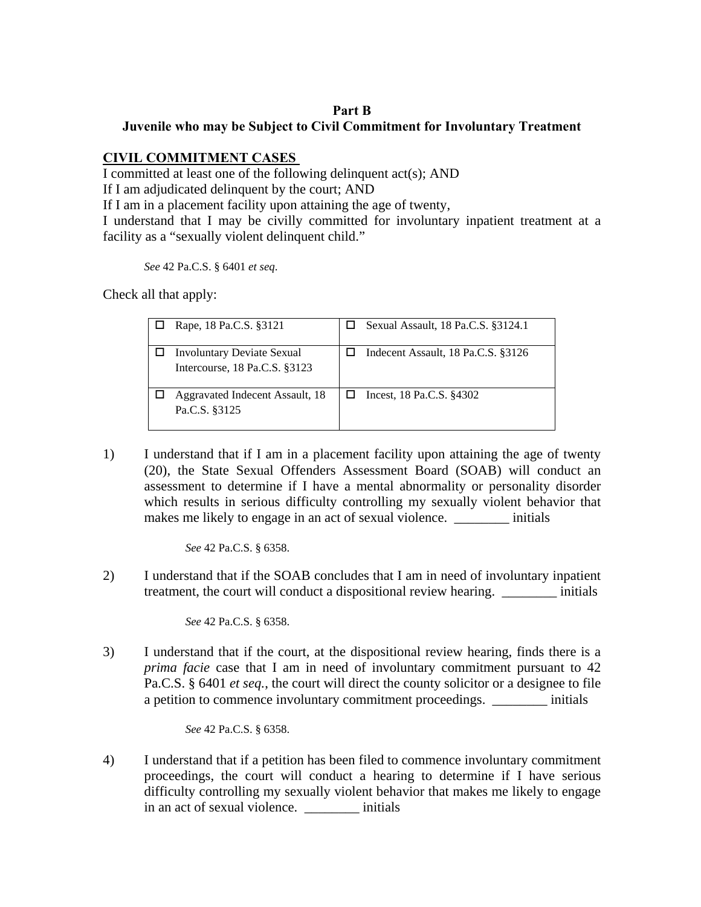**Part B**

**Juvenile who may be Subject to Civil Commitment for Involuntary Treatment**

**CIVIL COMMITMENT CASES**

I committed at least one of the following delinquent act(s); AND
If I am adjudicated delinquent by the court; AND
If I am in a placement facility upon attaining the age of twenty,
I understand that I may be civilly committed for involuntary inpatient treatment at a facility as a "sexually violent delinquent child."

*See* 42 Pa.C.S. § 6401 *et seq*.

Check all that apply:

| | |
|---|---|
| ☐ Rape, 18 Pa.C.S. §3121 | ☐ Sexual Assault, 18 Pa.C.S. §3124.1 |
| ☐ Involuntary Deviate Sexual Intercourse, 18 Pa.C.S. §3123 | ☐ Indecent Assault, 18 Pa.C.S. §3126 |
| ☐ Aggravated Indecent Assault, 18 Pa.C.S. §3125 | ☐ Incest, 18 Pa.C.S. §4302 |

1) I understand that if I am in a placement facility upon attaining the age of twenty (20), the State Sexual Offenders Assessment Board (SOAB) will conduct an assessment to determine if I have a mental abnormality or personality disorder which results in serious difficulty controlling my sexually violent behavior that makes me likely to engage in an act of sexual violence. ________ initials

   *See* 42 Pa.C.S. § 6358.

2) I understand that if the SOAB concludes that I am in need of involuntary inpatient treatment, the court will conduct a dispositional review hearing. ________ initials

   *See* 42 Pa.C.S. § 6358.

3) I understand that if the court, at the dispositional review hearing, finds there is a *prima facie* case that I am in need of involuntary commitment pursuant to 42 Pa.C.S. § 6401 *et seq.*, the court will direct the county solicitor or a designee to file a petition to commence involuntary commitment proceedings. ________ initials

   *See* 42 Pa.C.S. § 6358.

4) I understand that if a petition has been filed to commence involuntary commitment proceedings, the court will conduct a hearing to determine if I have serious difficulty controlling my sexually violent behavior that makes me likely to engage in an act of sexual violence. ________ initials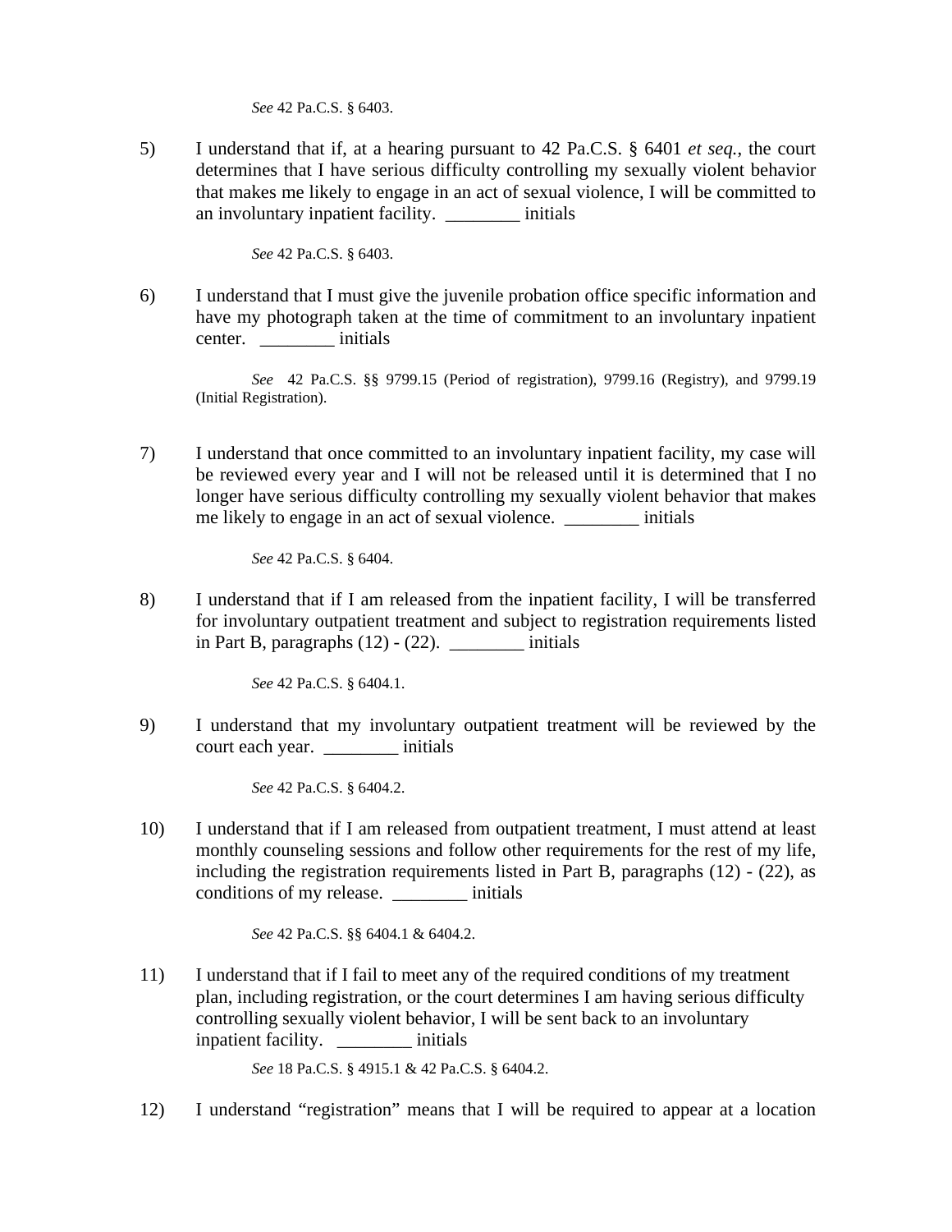*See* 42 Pa.C.S. § 6403.

5) I understand that if, at a hearing pursuant to 42 Pa.C.S. § 6401 *et seq.*, the court determines that I have serious difficulty controlling my sexually violent behavior that makes me likely to engage in an act of sexual violence, I will be committed to an involuntary inpatient facility. ________ initials

*See* 42 Pa.C.S. § 6403.

6) I understand that I must give the juvenile probation office specific information and have my photograph taken at the time of commitment to an involuntary inpatient center. ________ initials

*See* 42 Pa.C.S. §§ 9799.15 (Period of registration), 9799.16 (Registry), and 9799.19 (Initial Registration).

7) I understand that once committed to an involuntary inpatient facility, my case will be reviewed every year and I will not be released until it is determined that I no longer have serious difficulty controlling my sexually violent behavior that makes me likely to engage in an act of sexual violence. ________ initials

*See* 42 Pa.C.S. § 6404.

8) I understand that if I am released from the inpatient facility, I will be transferred for involuntary outpatient treatment and subject to registration requirements listed in Part B, paragraphs (12) - (22). ________ initials

*See* 42 Pa.C.S. § 6404.1.

9) I understand that my involuntary outpatient treatment will be reviewed by the court each year. ________ initials

*See* 42 Pa.C.S. § 6404.2.

10) I understand that if I am released from outpatient treatment, I must attend at least monthly counseling sessions and follow other requirements for the rest of my life, including the registration requirements listed in Part B, paragraphs (12) - (22), as conditions of my release. ________ initials

*See* 42 Pa.C.S. §§ 6404.1 & 6404.2.

11) I understand that if I fail to meet any of the required conditions of my treatment plan, including registration, or the court determines I am having serious difficulty controlling sexually violent behavior, I will be sent back to an involuntary inpatient facility. ________ initials

*See* 18 Pa.C.S. § 4915.1 & 42 Pa.C.S. § 6404.2.

12) I understand "registration" means that I will be required to appear at a location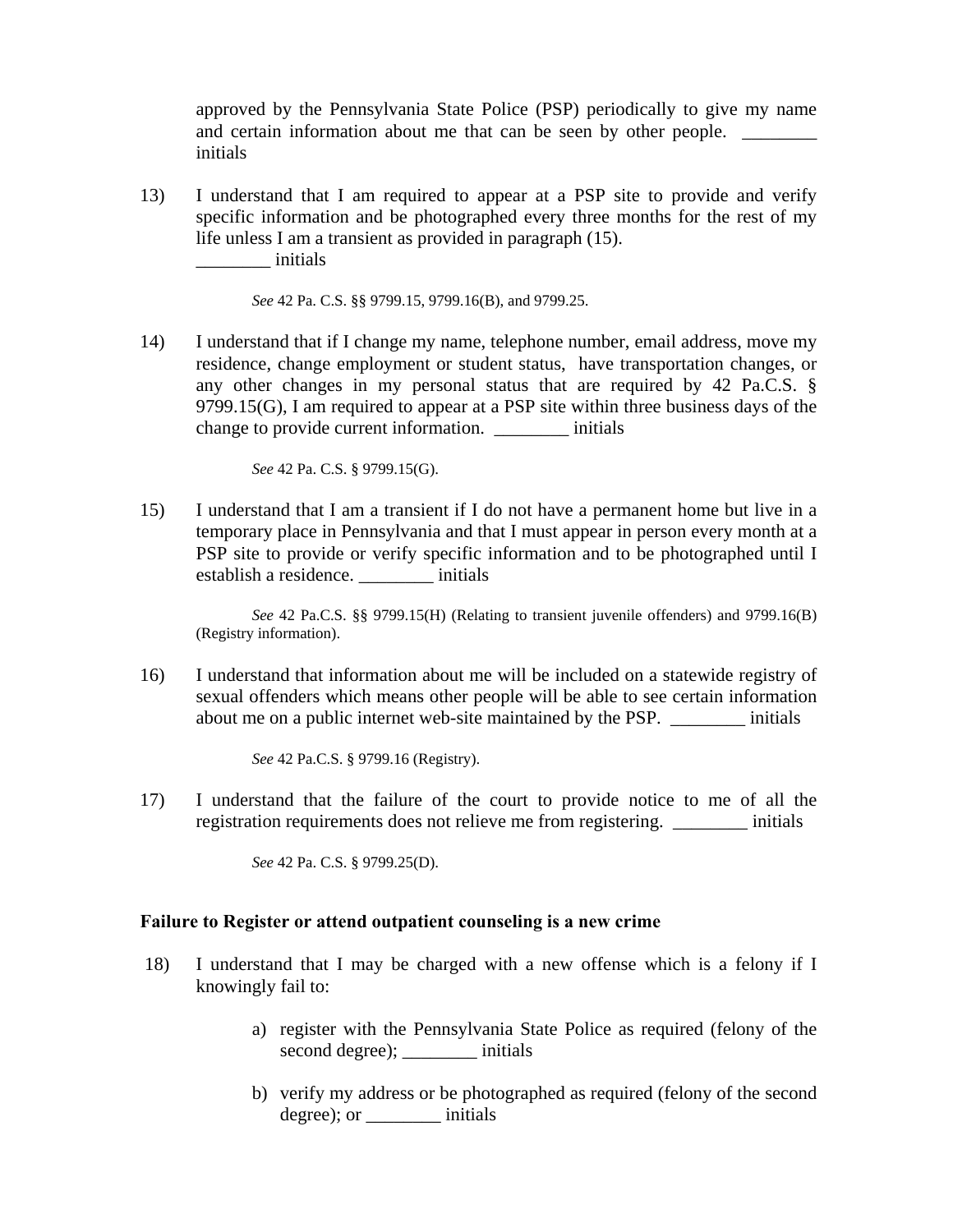approved by the Pennsylvania State Police (PSP) periodically to give my name and certain information about me that can be seen by other people. ________ initials

13) I understand that I am required to appear at a PSP site to provide and verify specific information and be photographed every three months for the rest of my life unless I am a transient as provided in paragraph (15).
________ initials

*See* 42 Pa. C.S. §§ 9799.15, 9799.16(B), and 9799.25.

14) I understand that if I change my name, telephone number, email address, move my residence, change employment or student status, have transportation changes, or any other changes in my personal status that are required by 42 Pa.C.S. § 9799.15(G), I am required to appear at a PSP site within three business days of the change to provide current information. ________ initials

*See* 42 Pa. C.S. § 9799.15(G).

15) I understand that I am a transient if I do not have a permanent home but live in a temporary place in Pennsylvania and that I must appear in person every month at a PSP site to provide or verify specific information and to be photographed until I establish a residence. ________ initials

*See* 42 Pa.C.S. §§ 9799.15(H) (Relating to transient juvenile offenders) and 9799.16(B) (Registry information).

16) I understand that information about me will be included on a statewide registry of sexual offenders which means other people will be able to see certain information about me on a public internet web-site maintained by the PSP. ________ initials

*See* 42 Pa.C.S. § 9799.16 (Registry).

17) I understand that the failure of the court to provide notice to me of all the registration requirements does not relieve me from registering. ________ initials

*See* 42 Pa. C.S. § 9799.25(D).

**Failure to Register or attend outpatient counseling is a new crime**

18) I understand that I may be charged with a new offense which is a felony if I knowingly fail to:

a) register with the Pennsylvania State Police as required (felony of the second degree); ________ initials

b) verify my address or be photographed as required (felony of the second degree); or ________ initials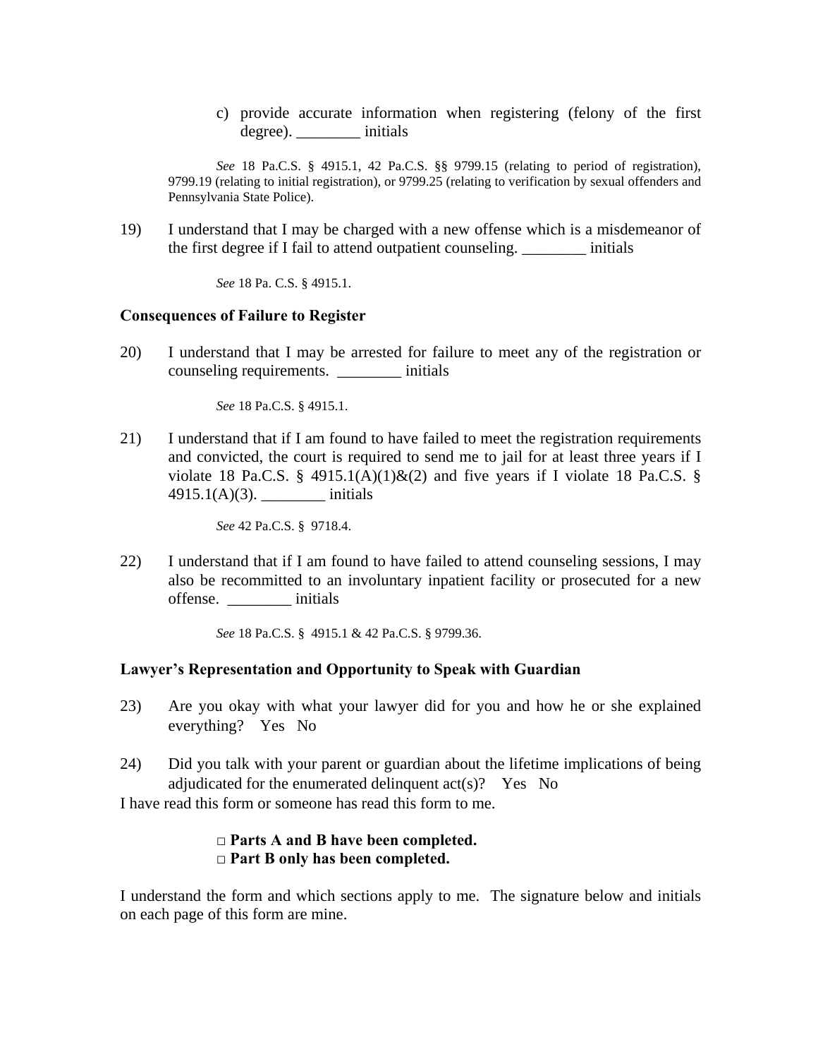c) provide accurate information when registering (felony of the first degree). ________ initials

*See* 18 Pa.C.S. § 4915.1, 42 Pa.C.S. §§ 9799.15 (relating to period of registration), 9799.19 (relating to initial registration), or 9799.25 (relating to verification by sexual offenders and Pennsylvania State Police).

19) I understand that I may be charged with a new offense which is a misdemeanor of the first degree if I fail to attend outpatient counseling. ________ initials

*See* 18 Pa. C.S. § 4915.1.

**Consequences of Failure to Register**

20) I understand that I may be arrested for failure to meet any of the registration or counseling requirements. ________ initials

*See* 18 Pa.C.S. § 4915.1.

21) I understand that if I am found to have failed to meet the registration requirements and convicted, the court is required to send me to jail for at least three years if I violate 18 Pa.C.S. § 4915.1(A)(1)&(2) and five years if I violate 18 Pa.C.S. § 4915.1(A)(3). ________ initials

*See* 42 Pa.C.S. § 9718.4.

22) I understand that if I am found to have failed to attend counseling sessions, I may also be recommitted to an involuntary inpatient facility or prosecuted for a new offense. ________ initials

*See* 18 Pa.C.S. § 4915.1 & 42 Pa.C.S. § 9799.36.

**Lawyer's Representation and Opportunity to Speak with Guardian**

23) Are you okay with what your lawyer did for you and how he or she explained everything? Yes No

24) Did you talk with your parent or guardian about the lifetime implications of being adjudicated for the enumerated delinquent act(s)? Yes No

I have read this form or someone has read this form to me.

□ **Parts A and B have been completed.**
□ **Part B only has been completed.**

I understand the form and which sections apply to me. The signature below and initials on each page of this form are mine.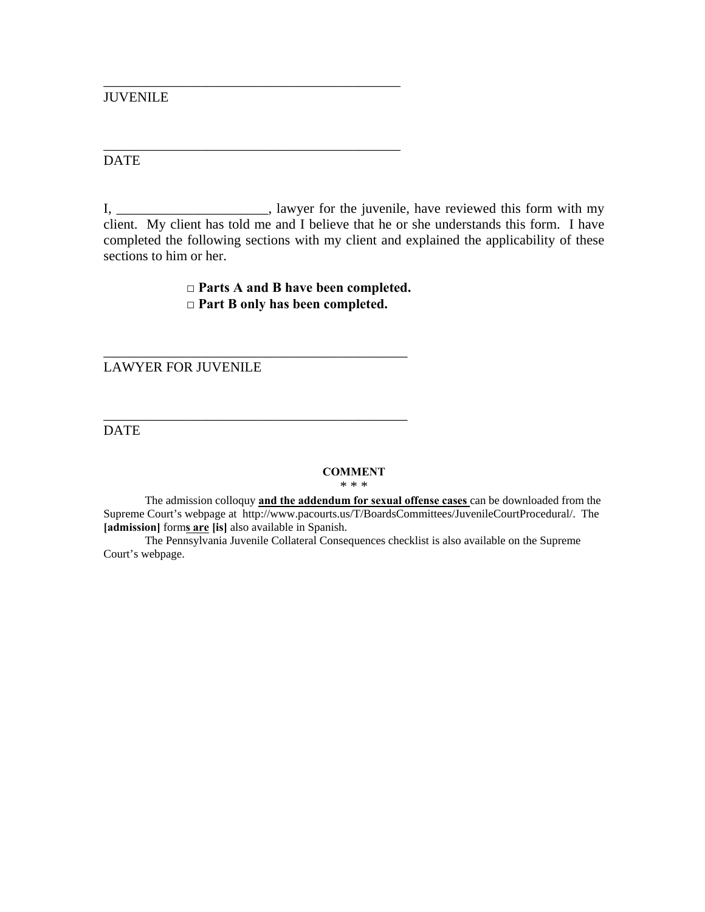\_\_\_\_\_\_\_\_\_\_\_\_\_\_\_\_\_\_\_\_\_\_\_\_\_\_\_\_\_\_\_\_\_\_\_\_\_\_\_\_\_\_\_\_
JUVENILE

\_\_\_\_\_\_\_\_\_\_\_\_\_\_\_\_\_\_\_\_\_\_\_\_\_\_\_\_\_\_\_\_\_\_\_\_\_\_\_\_\_\_\_\_
DATE

I, \_\_\_\_\_\_\_\_\_\_\_\_\_\_\_\_\_\_\_\_\_\_, lawyer for the juvenile, have reviewed this form with my client. My client has told me and I believe that he or she understands this form. I have completed the following sections with my client and explained the applicability of these sections to him or her.

**□ Parts A and B have been completed.**
**□ Part B only has been completed.**

\_\_\_\_\_\_\_\_\_\_\_\_\_\_\_\_\_\_\_\_\_\_\_\_\_\_\_\_\_\_\_\_\_\_\_\_\_\_\_\_\_\_\_\_
LAWYER FOR JUVENILE

\_\_\_\_\_\_\_\_\_\_\_\_\_\_\_\_\_\_\_\_\_\_\_\_\_\_\_\_\_\_\_\_\_\_\_\_\_\_\_\_\_\_\_\_
DATE

**COMMENT**

\* \* \*

The admission colloquy **<u>and the addendum for sexual offense cases</u>** can be downloaded from the Supreme Court's webpage at http://www.pacourts.us/T/BoardsCommittees/JuvenileCourtProcedural/. The **[admission]** form**<u>s are</u>** **[is]** also available in Spanish.

The Pennsylvania Juvenile Collateral Consequences checklist is also available on the Supreme Court's webpage.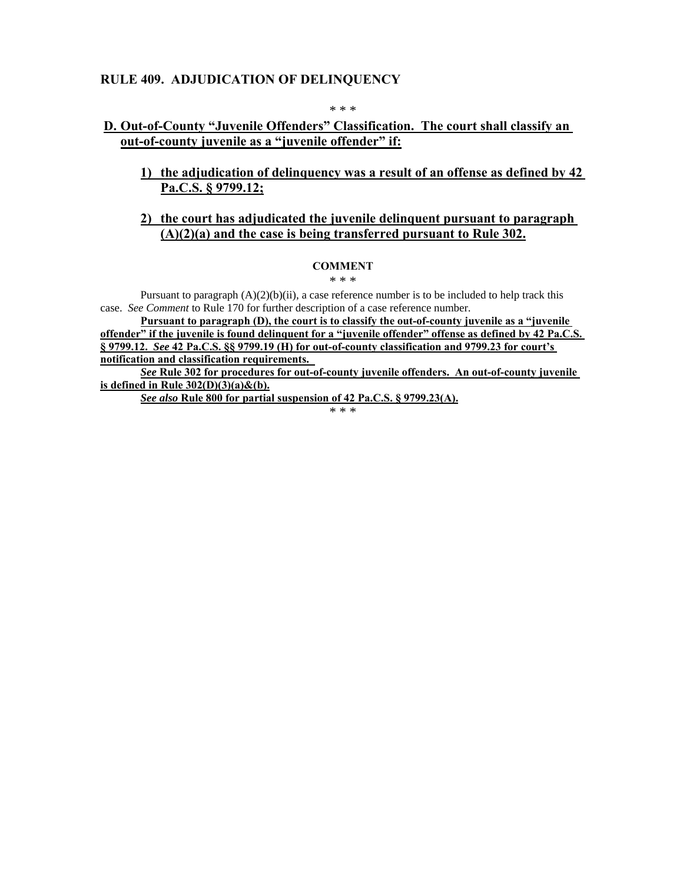## RULE 409. ADJUDICATION OF DELINQUENCY

\* \* \*

**D. Out-of-County "Juvenile Offenders" Classification. The court shall classify an out-of-county juvenile as a "juvenile offender" if:**

> **1) the adjudication of delinquency was a result of an offense as defined by 42 Pa.C.S. § 9799.12;**
>
> **2) the court has adjudicated the juvenile delinquent pursuant to paragraph (A)(2)(a) and the case is being transferred pursuant to Rule 302.**

### COMMENT

\* \* \*

Pursuant to paragraph (A)(2)(b)(ii), a case reference number is to be included to help track this case. *See Comment* to Rule 170 for further description of a case reference number.

**Pursuant to paragraph (D), the court is to classify the out-of-county juvenile as a "juvenile offender" if the juvenile is found delinquent for a "juvenile offender" offense as defined by 42 Pa.C.S. § 9799.12. *See* 42 Pa.C.S. §§ 9799.19 (H) for out-of-county classification and 9799.23 for court's notification and classification requirements.**

***See* Rule 302 for procedures for out-of-county juvenile offenders. An out-of-county juvenile is defined in Rule 302(D)(3)(a)&(b).**

***See also* Rule 800 for partial suspension of 42 Pa.C.S. § 9799.23(A).**

\* \* \*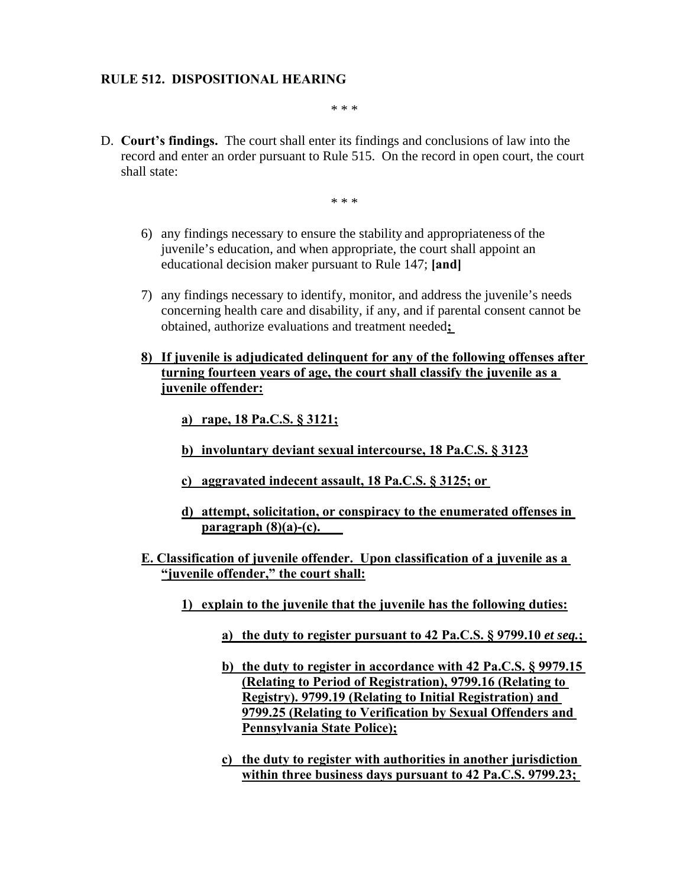**RULE 512. DISPOSITIONAL HEARING**

\* \* \*

D. **Court's findings.** The court shall enter its findings and conclusions of law into the record and enter an order pursuant to Rule 515. On the record in open court, the court shall state:

\* \* \*

6) any findings necessary to ensure the stability and appropriateness of the juvenile's education, and when appropriate, the court shall appoint an educational decision maker pursuant to Rule 147; **[and]**

7) any findings necessary to identify, monitor, and address the juvenile's needs concerning health care and disability, if any, and if parental consent cannot be obtained, authorize evaluations and treatment needed**<u>;</u>**

**<u>8) If juvenile is adjudicated delinquent for any of the following offenses after turning fourteen years of age, the court shall classify the juvenile as a juvenile offender:</u>**

**<u>a) rape, 18 Pa.C.S. § 3121;</u>**

**<u>b) involuntary deviant sexual intercourse, 18 Pa.C.S. § 3123</u>**

**<u>c) aggravated indecent assault, 18 Pa.C.S. § 3125; or</u>**

**<u>d) attempt, solicitation, or conspiracy to the enumerated offenses in paragraph (8)(a)-(c).</u>**

**<u>E. Classification of juvenile offender. Upon classification of a juvenile as a "juvenile offender," the court shall:</u>**

**<u>1) explain to the juvenile that the juvenile has the following duties:</u>**

**<u>a) the duty to register pursuant to 42 Pa.C.S. § 9799.10 *et seq.*;</u>**

**<u>b) the duty to register in accordance with 42 Pa.C.S. § 9979.15 (Relating to Period of Registration), 9799.16 (Relating to Registry). 9799.19 (Relating to Initial Registration) and 9799.25 (Relating to Verification by Sexual Offenders and Pennsylvania State Police);</u>**

**<u>c) the duty to register with authorities in another jurisdiction within three business days pursuant to 42 Pa.C.S. 9799.23;</u>**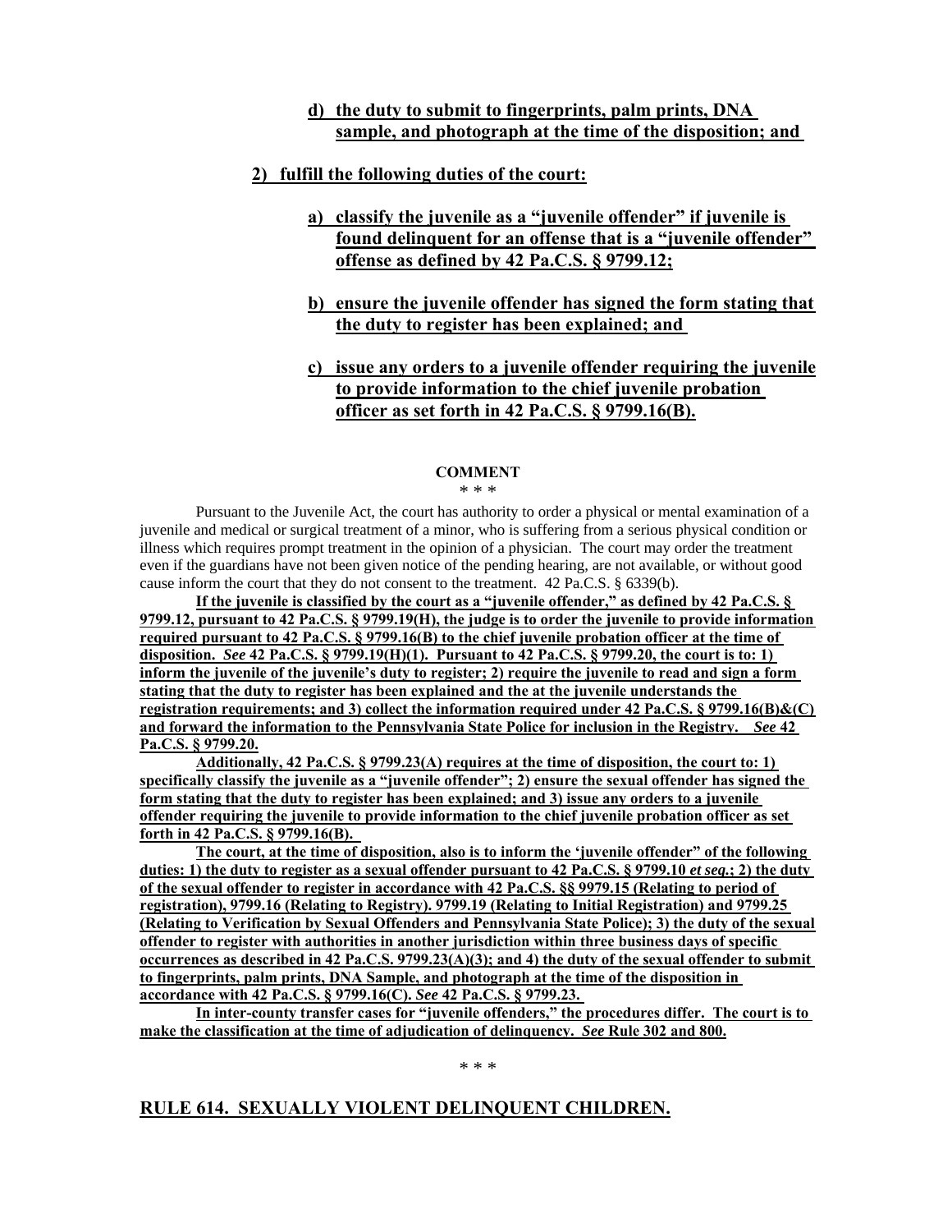**d) the duty to submit to fingerprints, palm prints, DNA sample, and photograph at the time of the disposition; and**

**2) fulfill the following duties of the court:**

**a) classify the juvenile as a "juvenile offender" if juvenile is found delinquent for an offense that is a "juvenile offender" offense as defined by 42 Pa.C.S. § 9799.12;**

**b) ensure the juvenile offender has signed the form stating that the duty to register has been explained; and**

**c) issue any orders to a juvenile offender requiring the juvenile to provide information to the chief juvenile probation officer as set forth in 42 Pa.C.S. § 9799.16(B).**

**COMMENT**

\* \* \*

Pursuant to the Juvenile Act, the court has authority to order a physical or mental examination of a juvenile and medical or surgical treatment of a minor, who is suffering from a serious physical condition or illness which requires prompt treatment in the opinion of a physician. The court may order the treatment even if the guardians have not been given notice of the pending hearing, are not available, or without good cause inform the court that they do not consent to the treatment. 42 Pa.C.S. § 6339(b).

**If the juvenile is classified by the court as a "juvenile offender," as defined by 42 Pa.C.S. § 9799.12, pursuant to 42 Pa.C.S. § 9799.19(H), the judge is to order the juvenile to provide information required pursuant to 42 Pa.C.S. § 9799.16(B) to the chief juvenile probation officer at the time of disposition. *See* 42 Pa.C.S. § 9799.19(H)(1). Pursuant to 42 Pa.C.S. § 9799.20, the court is to: 1) inform the juvenile of the juvenile's duty to register; 2) require the juvenile to read and sign a form stating that the duty to register has been explained and the at the juvenile understands the registration requirements; and 3) collect the information required under 42 Pa.C.S. § 9799.16(B)&(C) and forward the information to the Pennsylvania State Police for inclusion in the Registry. *See* 42 Pa.C.S. § 9799.20.**

**Additionally, 42 Pa.C.S. § 9799.23(A) requires at the time of disposition, the court to: 1) specifically classify the juvenile as a "juvenile offender"; 2) ensure the sexual offender has signed the form stating that the duty to register has been explained; and 3) issue any orders to a juvenile offender requiring the juvenile to provide information to the chief juvenile probation officer as set forth in 42 Pa.C.S. § 9799.16(B).**

**The court, at the time of disposition, also is to inform the 'juvenile offender" of the following duties: 1) the duty to register as a sexual offender pursuant to 42 Pa.C.S. § 9799.10 *et seq.*; 2) the duty of the sexual offender to register in accordance with 42 Pa.C.S. §§ 9979.15 (Relating to period of registration), 9799.16 (Relating to Registry). 9799.19 (Relating to Initial Registration) and 9799.25 (Relating to Verification by Sexual Offenders and Pennsylvania State Police); 3) the duty of the sexual offender to register with authorities in another jurisdiction within three business days of specific occurrences as described in 42 Pa.C.S. 9799.23(A)(3); and 4) the duty of the sexual offender to submit to fingerprints, palm prints, DNA Sample, and photograph at the time of the disposition in accordance with 42 Pa.C.S. § 9799.16(C). *See* 42 Pa.C.S. § 9799.23.**

**In inter-county transfer cases for "juvenile offenders," the procedures differ. The court is to make the classification at the time of adjudication of delinquency. *See* Rule 302 and 800.**

\* \* \*

## RULE 614. SEXUALLY VIOLENT DELINQUENT CHILDREN.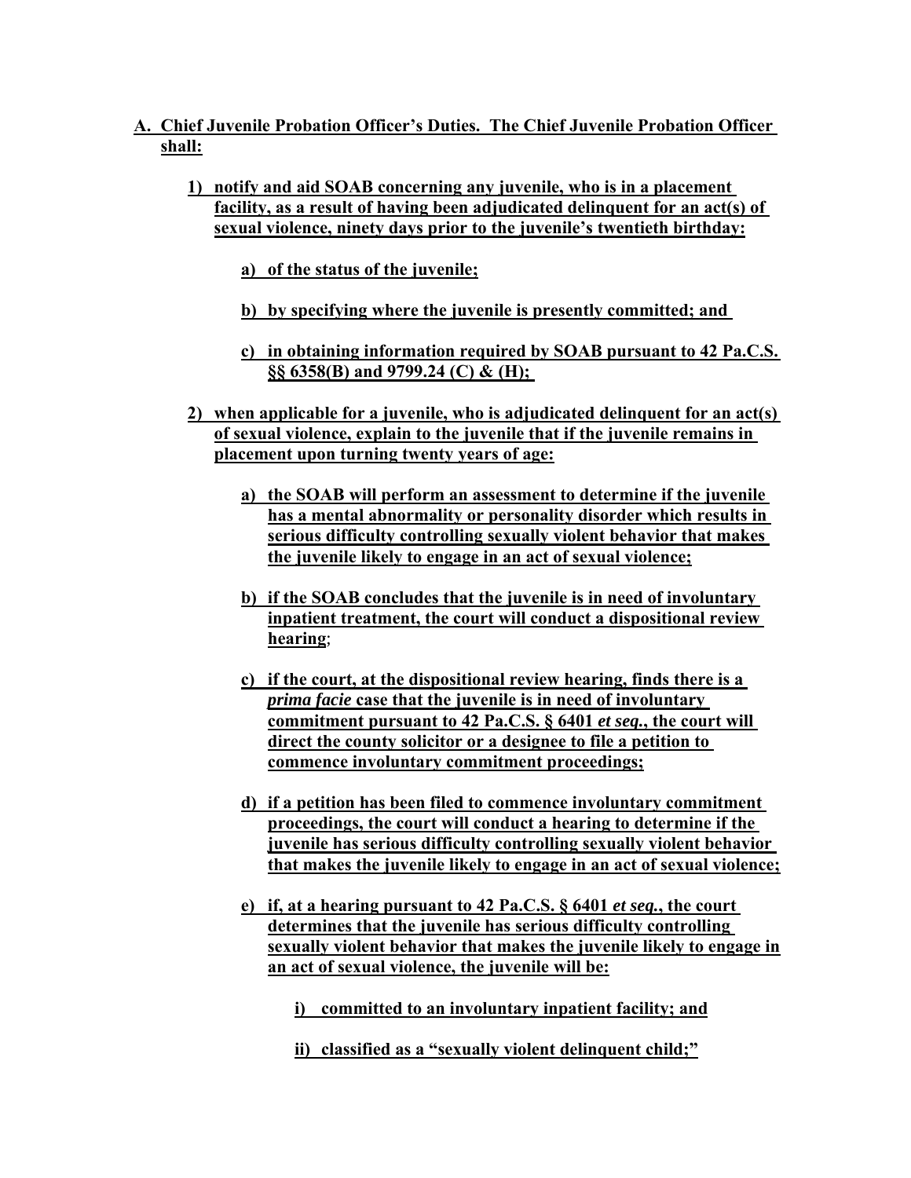**A. Chief Juvenile Probation Officer's Duties. The Chief Juvenile Probation Officer shall:**

**1) notify and aid SOAB concerning any juvenile, who is in a placement facility, as a result of having been adjudicated delinquent for an act(s) of sexual violence, ninety days prior to the juvenile's twentieth birthday:**

**a) of the status of the juvenile;**

**b) by specifying where the juvenile is presently committed; and**

**c) in obtaining information required by SOAB pursuant to 42 Pa.C.S. §§ 6358(B) and 9799.24 (C) & (H);**

**2) when applicable for a juvenile, who is adjudicated delinquent for an act(s) of sexual violence, explain to the juvenile that if the juvenile remains in placement upon turning twenty years of age:**

**a) the SOAB will perform an assessment to determine if the juvenile has a mental abnormality or personality disorder which results in serious difficulty controlling sexually violent behavior that makes the juvenile likely to engage in an act of sexual violence;**

**b) if the SOAB concludes that the juvenile is in need of involuntary inpatient treatment, the court will conduct a dispositional review hearing**;

**c) if the court, at the dispositional review hearing, finds there is a *prima facie* case that the juvenile is in need of involuntary commitment pursuant to 42 Pa.C.S. § 6401 *et seq.*, the court will direct the county solicitor or a designee to file a petition to commence involuntary commitment proceedings;**

**d) if a petition has been filed to commence involuntary commitment proceedings, the court will conduct a hearing to determine if the juvenile has serious difficulty controlling sexually violent behavior that makes the juvenile likely to engage in an act of sexual violence;**

**e) if, at a hearing pursuant to 42 Pa.C.S. § 6401 *et seq.*, the court determines that the juvenile has serious difficulty controlling sexually violent behavior that makes the juvenile likely to engage in an act of sexual violence, the juvenile will be:**

**i) committed to an involuntary inpatient facility; and**

**ii) classified as a "sexually violent delinquent child;"**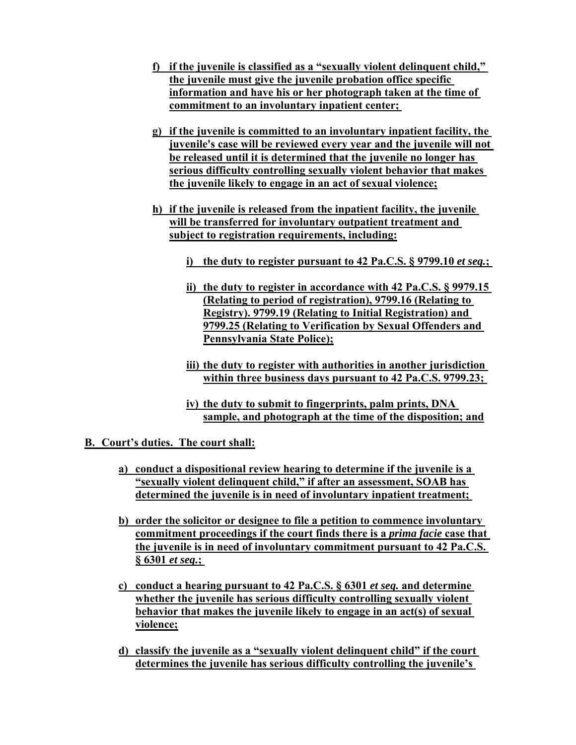**f) if the juvenile is classified as a "sexually violent delinquent child," the juvenile must give the juvenile probation office specific information and have his or her photograph taken at the time of commitment to an involuntary inpatient center;**

**g) if the juvenile is committed to an involuntary inpatient facility, the juvenile's case will be reviewed every year and the juvenile will not be released until it is determined that the juvenile no longer has serious difficulty controlling sexually violent behavior that makes the juvenile likely to engage in an act of sexual violence;**

**h) if the juvenile is released from the inpatient facility, the juvenile will be transferred for involuntary outpatient treatment and subject to registration requirements, including:**

- **i) the duty to register pursuant to 42 Pa.C.S. § 9799.10 *et seq.*;**

- **ii) the duty to register in accordance with 42 Pa.C.S. § 9979.15 (Relating to period of registration), 9799.16 (Relating to Registry). 9799.19 (Relating to Initial Registration) and 9799.25 (Relating to Verification by Sexual Offenders and Pennsylvania State Police);**

- **iii) the duty to register with authorities in another jurisdiction within three business days pursuant to 42 Pa.C.S. 9799.23;**

- **iv) the duty to submit to fingerprints, palm prints, DNA sample, and photograph at the time of the disposition; and**

**B. Court's duties. The court shall:**

**a) conduct a dispositional review hearing to determine if the juvenile is a "sexually violent delinquent child," if after an assessment, SOAB has determined the juvenile is in need of involuntary inpatient treatment;**

**b) order the solicitor or designee to file a petition to commence involuntary commitment proceedings if the court finds there is a *prima facie* case that the juvenile is in need of involuntary commitment pursuant to 42 Pa.C.S. § 6301 *et seq.*;**

**c) conduct a hearing pursuant to 42 Pa.C.S. § 6301 *et seq.* and determine whether the juvenile has serious difficulty controlling sexually violent behavior that makes the juvenile likely to engage in an act(s) of sexual violence;**

**d) classify the juvenile as a "sexually violent delinquent child" if the court determines the juvenile has serious difficulty controlling the juvenile's**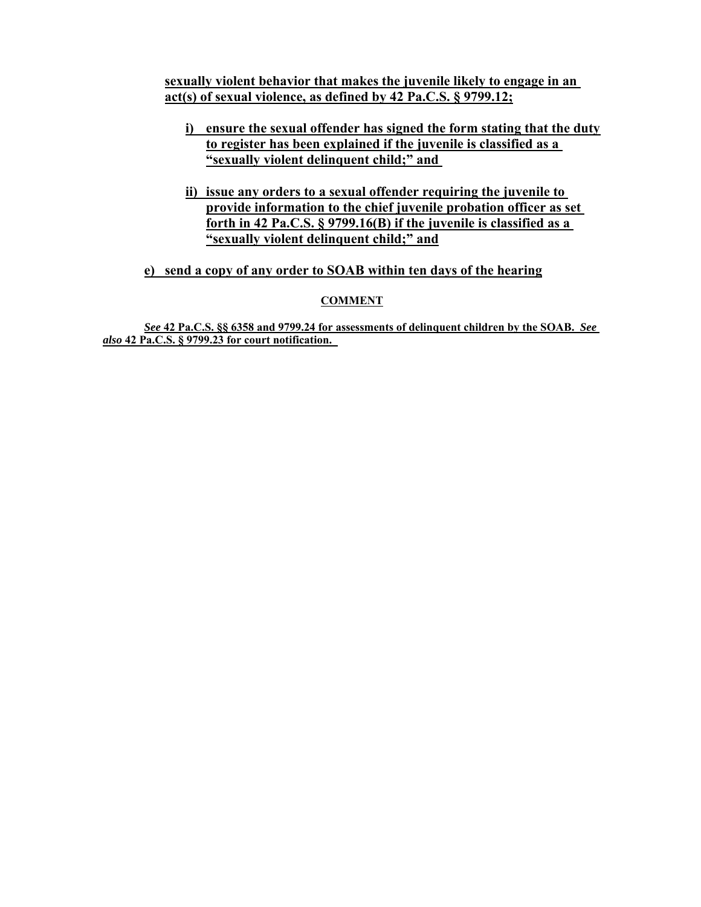**sexually violent behavior that makes the juvenile likely to engage in an act(s) of sexual violence, as defined by 42 Pa.C.S. § 9799.12;**

- **i) ensure the sexual offender has signed the form stating that the duty to register has been explained if the juvenile is classified as a "sexually violent delinquent child;" and**
- **ii) issue any orders to a sexual offender requiring the juvenile to provide information to the chief juvenile probation officer as set forth in 42 Pa.C.S. § 9799.16(B) if the juvenile is classified as a "sexually violent delinquent child;" and**

**e) send a copy of any order to SOAB within ten days of the hearing**

**COMMENT**

***See*** **42 Pa.C.S. §§ 6358 and 9799.24 for assessments of delinquent children by the SOAB.** ***See also*** **42 Pa.C.S. § 9799.23 for court notification.**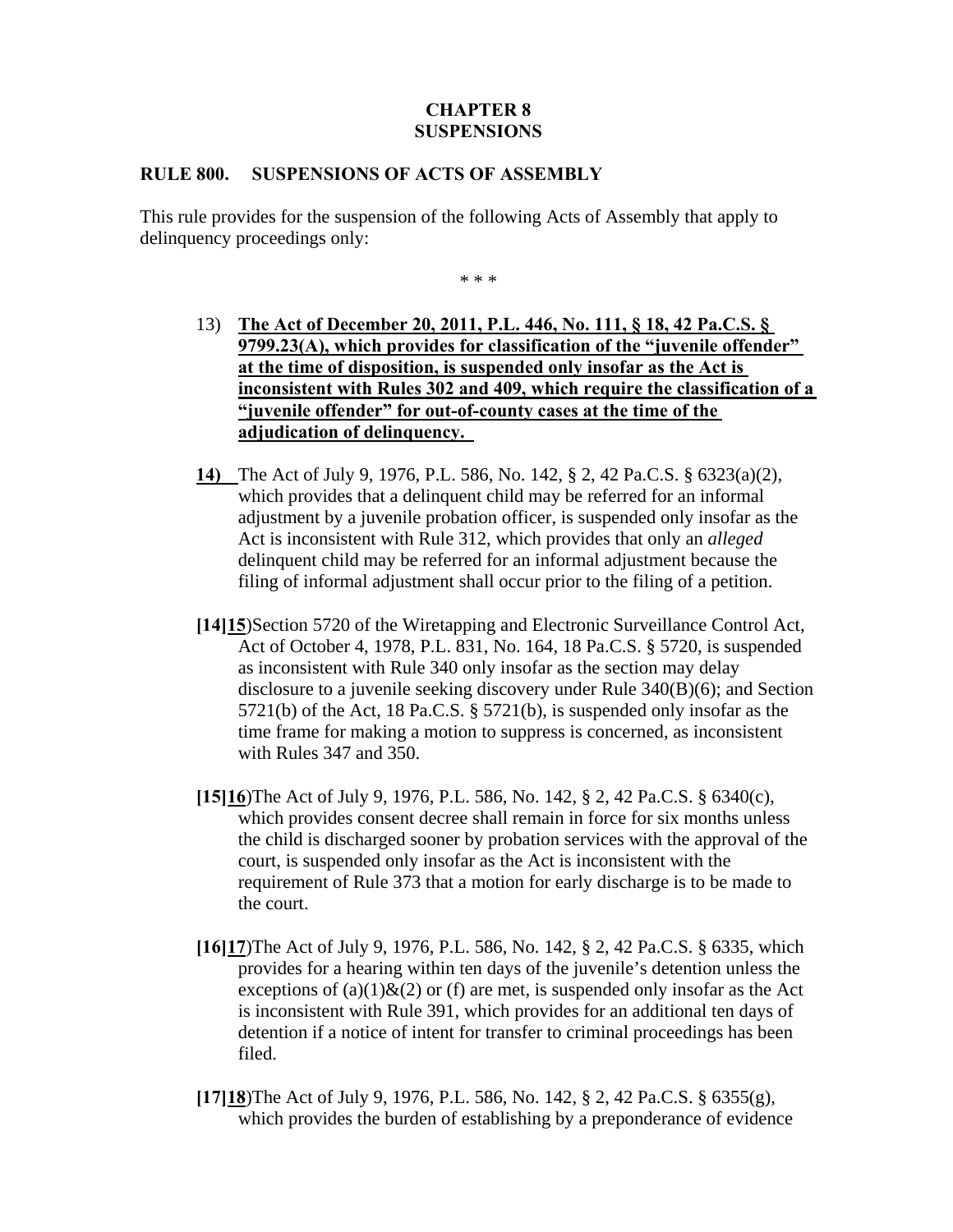## CHAPTER 8
## SUSPENSIONS

### RULE 800. SUSPENSIONS OF ACTS OF ASSEMBLY

This rule provides for the suspension of the following Acts of Assembly that apply to delinquency proceedings only:

\* \* \*

13) <u>**The Act of December 20, 2011, P.L. 446, No. 111, § 18, 42 Pa.C.S. § 9799.23(A), which provides for classification of the "juvenile offender" at the time of disposition, is suspended only insofar as the Act is inconsistent with Rules 302 and 409, which require the classification of a "juvenile offender" for out-of-county cases at the time of the adjudication of delinquency.**</u>

<u>**14)**</u> The Act of July 9, 1976, P.L. 586, No. 142, § 2, 42 Pa.C.S. § 6323(a)(2), which provides that a delinquent child may be referred for an informal adjustment by a juvenile probation officer, is suspended only insofar as the Act is inconsistent with Rule 312, which provides that only an *alleged* delinquent child may be referred for an informal adjustment because the filing of informal adjustment shall occur prior to the filing of a petition.

**[14]**<u>**15**</u>)Section 5720 of the Wiretapping and Electronic Surveillance Control Act, Act of October 4, 1978, P.L. 831, No. 164, 18 Pa.C.S. § 5720, is suspended as inconsistent with Rule 340 only insofar as the section may delay disclosure to a juvenile seeking discovery under Rule 340(B)(6); and Section 5721(b) of the Act, 18 Pa.C.S. § 5721(b), is suspended only insofar as the time frame for making a motion to suppress is concerned, as inconsistent with Rules 347 and 350.

**[15]**<u>**16**</u>)The Act of July 9, 1976, P.L. 586, No. 142, § 2, 42 Pa.C.S. § 6340(c), which provides consent decree shall remain in force for six months unless the child is discharged sooner by probation services with the approval of the court, is suspended only insofar as the Act is inconsistent with the requirement of Rule 373 that a motion for early discharge is to be made to the court.

**[16]**<u>**17**</u>)The Act of July 9, 1976, P.L. 586, No. 142, § 2, 42 Pa.C.S. § 6335, which provides for a hearing within ten days of the juvenile's detention unless the exceptions of (a)(1)&(2) or (f) are met, is suspended only insofar as the Act is inconsistent with Rule 391, which provides for an additional ten days of detention if a notice of intent for transfer to criminal proceedings has been filed.

**[17]**<u>**18**</u>)The Act of July 9, 1976, P.L. 586, No. 142, § 2, 42 Pa.C.S. § 6355(g), which provides the burden of establishing by a preponderance of evidence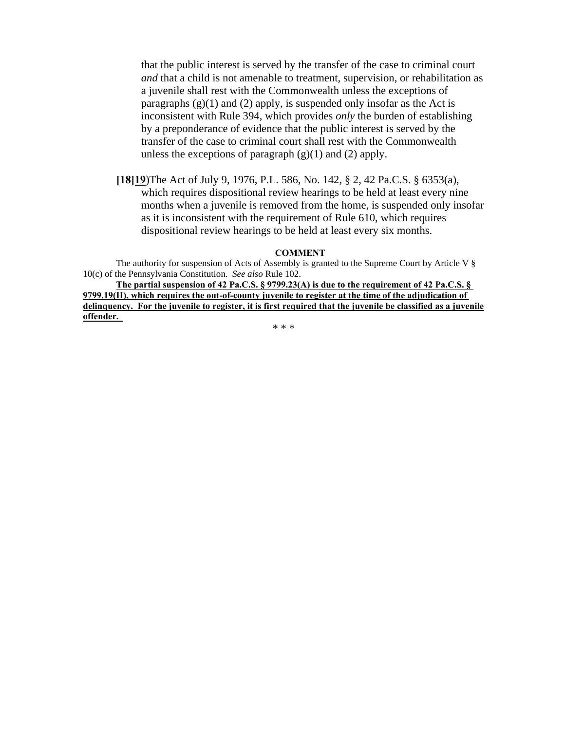that the public interest is served by the transfer of the case to criminal court *and* that a child is not amenable to treatment, supervision, or rehabilitation as a juvenile shall rest with the Commonwealth unless the exceptions of paragraphs (g)(1) and (2) apply, is suspended only insofar as the Act is inconsistent with Rule 394, which provides *only* the burden of establishing by a preponderance of evidence that the public interest is served by the transfer of the case to criminal court shall rest with the Commonwealth unless the exceptions of paragraph (g)(1) and (2) apply.

**[18]**<u>**19**</u>)The Act of July 9, 1976, P.L. 586, No. 142, § 2, 42 Pa.C.S. § 6353(a), which requires dispositional review hearings to be held at least every nine months when a juvenile is removed from the home, is suspended only insofar as it is inconsistent with the requirement of Rule 610, which requires dispositional review hearings to be held at least every six months.

**COMMENT**

The authority for suspension of Acts of Assembly is granted to the Supreme Court by Article V § 10(c) of the Pennsylvania Constitution. *See also* Rule 102.

<u>**The partial suspension of 42 Pa.C.S. § 9799.23(A) is due to the requirement of 42 Pa.C.S. § 9799.19(H), which requires the out-of-county juvenile to register at the time of the adjudication of delinquency. For the juvenile to register, it is first required that the juvenile be classified as a juvenile offender.**</u>

* * *